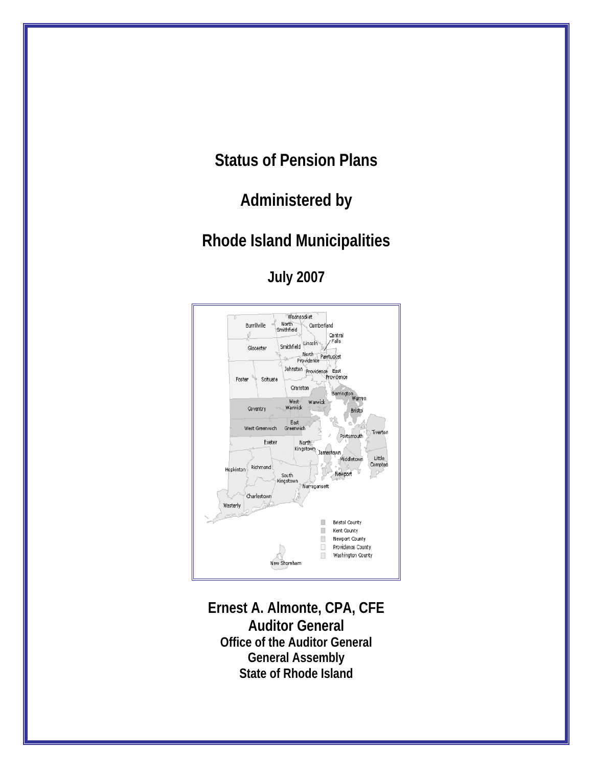# Status of Pension Plans

# Administered by

# Rhode Island Municipalities

## July 2007

**Ernest A. Almonte, CPA, CFE**
**Auditor General**
**Office of the Auditor General**
**General Assembly**
**State of Rhode Island**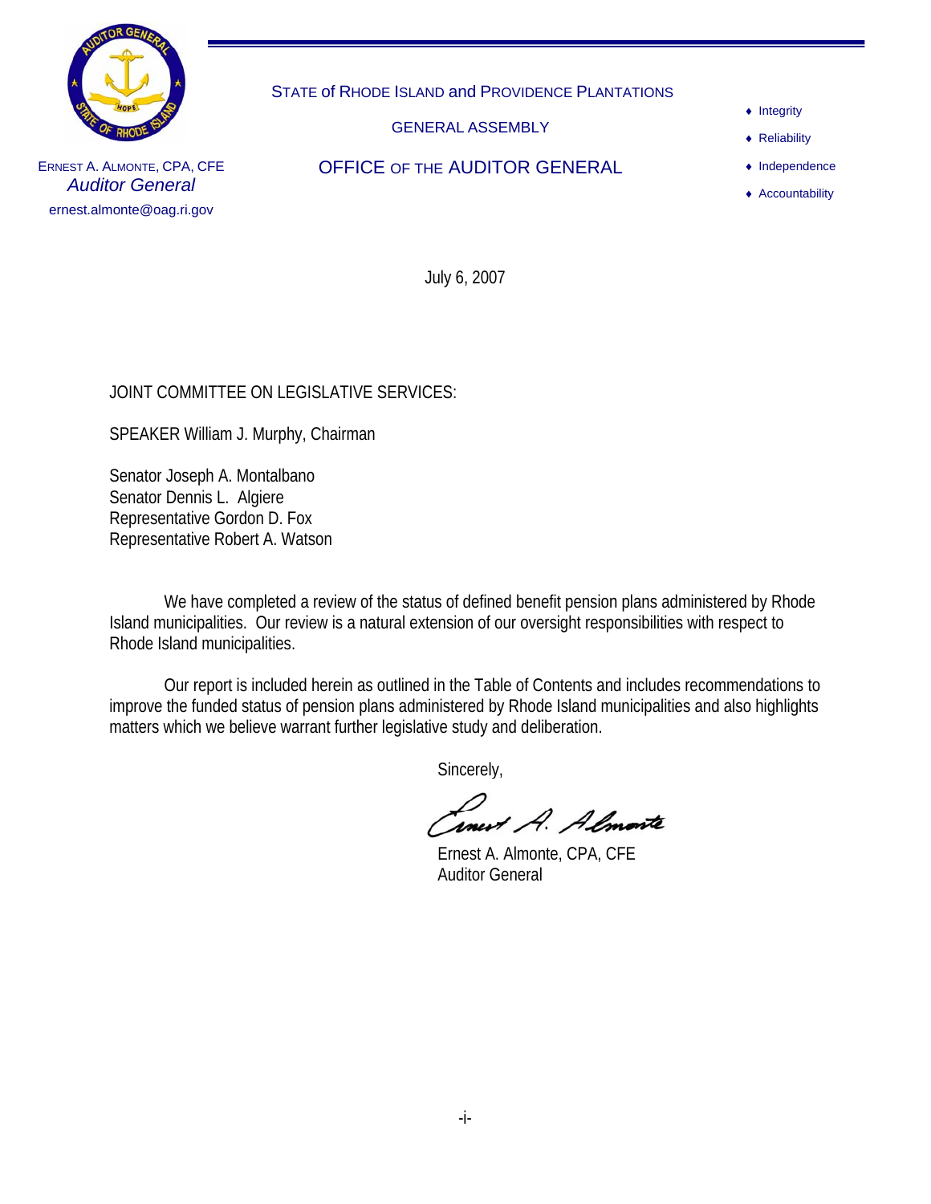STATE of RHODE ISLAND and PROVIDENCE PLANTATIONS

GENERAL ASSEMBLY

OFFICE OF THE AUDITOR GENERAL

ERNEST A. ALMONTE, CPA, CFE
*Auditor General*
ernest.almonte@oag.ri.gov

- Integrity
- Reliability
- Independence
- Accountability

July 6, 2007

JOINT COMMITTEE ON LEGISLATIVE SERVICES:

SPEAKER William J. Murphy, Chairman

Senator Joseph A. Montalbano
Senator Dennis L. Algiere
Representative Gordon D. Fox
Representative Robert A. Watson

We have completed a review of the status of defined benefit pension plans administered by Rhode Island municipalities. Our review is a natural extension of our oversight responsibilities with respect to Rhode Island municipalities.

Our report is included herein as outlined in the Table of Contents and includes recommendations to improve the funded status of pension plans administered by Rhode Island municipalities and also highlights matters which we believe warrant further legislative study and deliberation.

Sincerely,

Ernest A. Almonte, CPA, CFE
Auditor General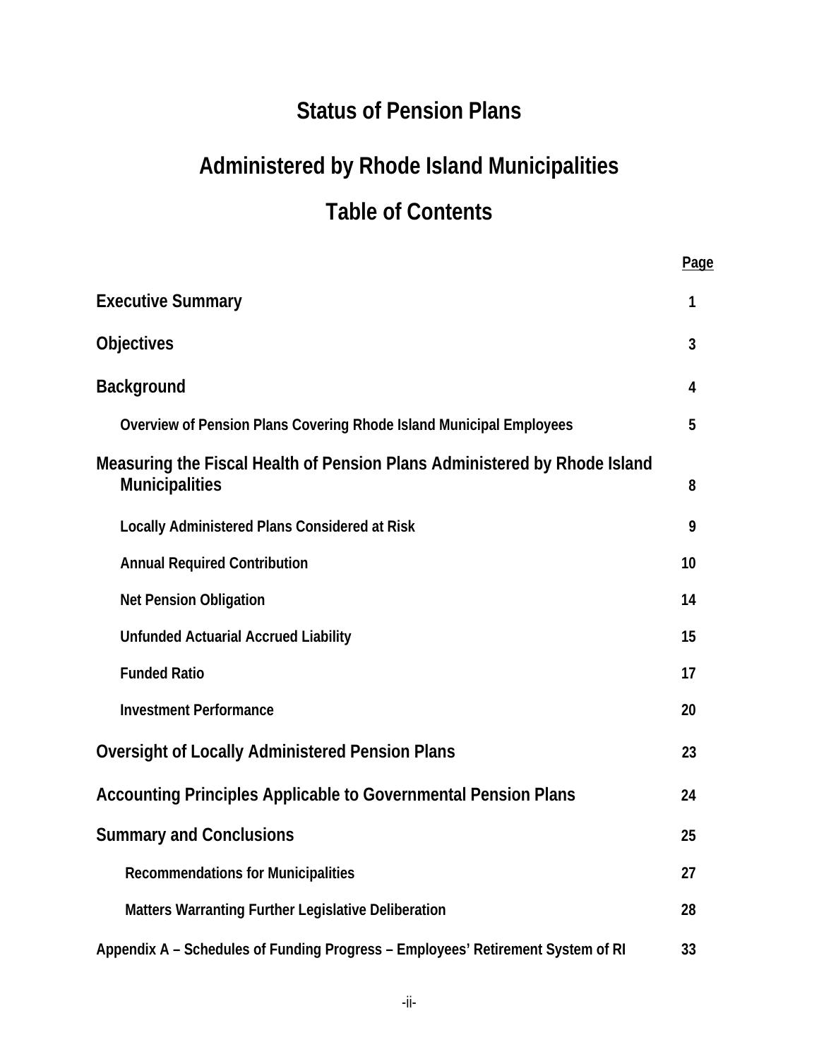# Status of Pension Plans

# Administered by Rhode Island Municipalities

## Table of Contents

| | Page |
|---|---|
| **Executive Summary** | 1 |
| **Objectives** | 3 |
| **Background** | 4 |
| Overview of Pension Plans Covering Rhode Island Municipal Employees | 5 |
| **Measuring the Fiscal Health of Pension Plans Administered by Rhode Island Municipalities** | 8 |
| Locally Administered Plans Considered at Risk | 9 |
| Annual Required Contribution | 10 |
| Net Pension Obligation | 14 |
| Unfunded Actuarial Accrued Liability | 15 |
| Funded Ratio | 17 |
| Investment Performance | 20 |
| **Oversight of Locally Administered Pension Plans** | 23 |
| **Accounting Principles Applicable to Governmental Pension Plans** | 24 |
| **Summary and Conclusions** | 25 |
| Recommendations for Municipalities | 27 |
| Matters Warranting Further Legislative Deliberation | 28 |
| Appendix A – Schedules of Funding Progress – Employees' Retirement System of RI | 33 |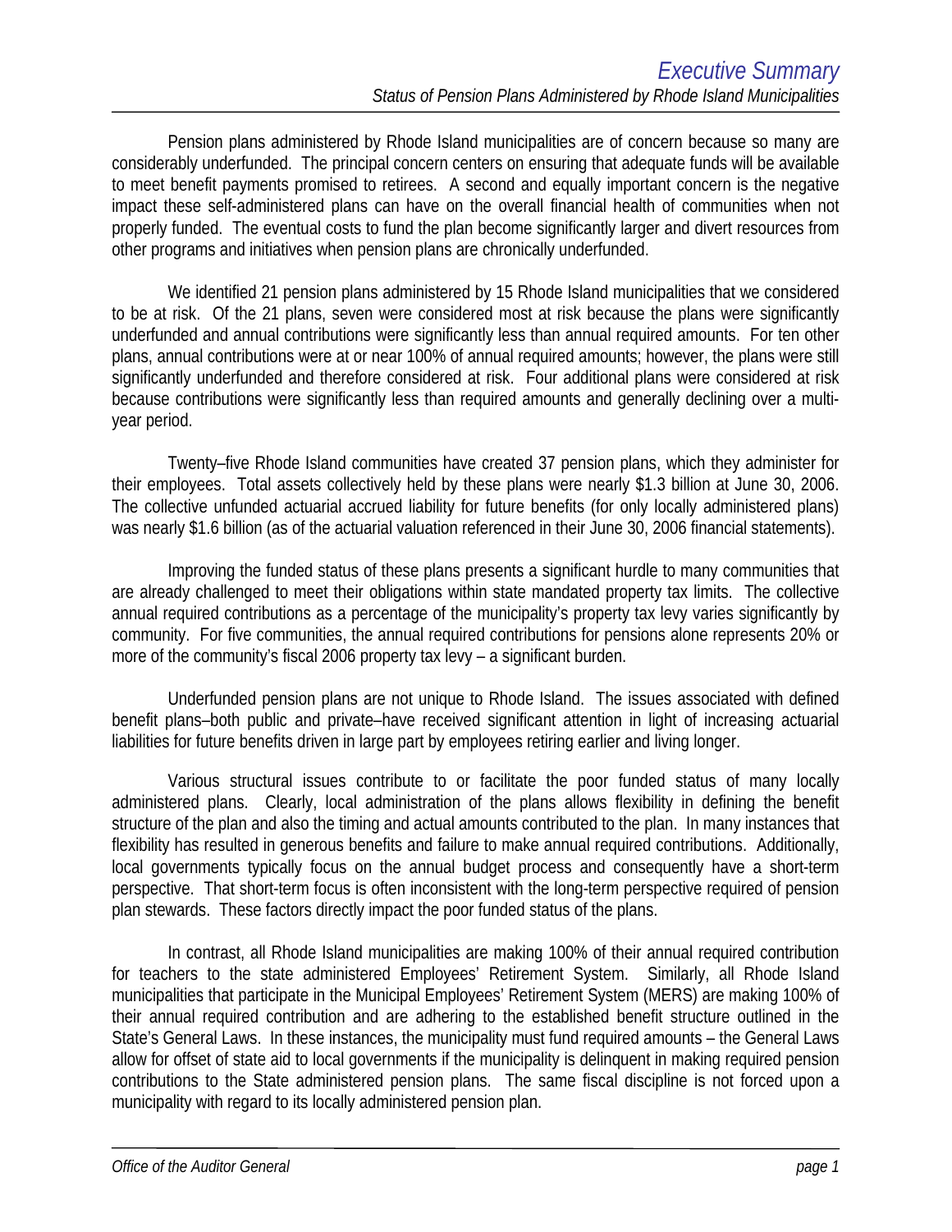# Executive Summary

*Status of Pension Plans Administered by Rhode Island Municipalities*

Pension plans administered by Rhode Island municipalities are of concern because so many are considerably underfunded. The principal concern centers on ensuring that adequate funds will be available to meet benefit payments promised to retirees. A second and equally important concern is the negative impact these self-administered plans can have on the overall financial health of communities when not properly funded. The eventual costs to fund the plan become significantly larger and divert resources from other programs and initiatives when pension plans are chronically underfunded.

We identified 21 pension plans administered by 15 Rhode Island municipalities that we considered to be at risk. Of the 21 plans, seven were considered most at risk because the plans were significantly underfunded and annual contributions were significantly less than annual required amounts. For ten other plans, annual contributions were at or near 100% of annual required amounts; however, the plans were still significantly underfunded and therefore considered at risk. Four additional plans were considered at risk because contributions were significantly less than required amounts and generally declining over a multi-year period.

Twenty–five Rhode Island communities have created 37 pension plans, which they administer for their employees. Total assets collectively held by these plans were nearly $1.3 billion at June 30, 2006. The collective unfunded actuarial accrued liability for future benefits (for only locally administered plans) was nearly $1.6 billion (as of the actuarial valuation referenced in their June 30, 2006 financial statements).

Improving the funded status of these plans presents a significant hurdle to many communities that are already challenged to meet their obligations within state mandated property tax limits. The collective annual required contributions as a percentage of the municipality's property tax levy varies significantly by community. For five communities, the annual required contributions for pensions alone represents 20% or more of the community's fiscal 2006 property tax levy – a significant burden.

Underfunded pension plans are not unique to Rhode Island. The issues associated with defined benefit plans–both public and private–have received significant attention in light of increasing actuarial liabilities for future benefits driven in large part by employees retiring earlier and living longer.

Various structural issues contribute to or facilitate the poor funded status of many locally administered plans. Clearly, local administration of the plans allows flexibility in defining the benefit structure of the plan and also the timing and actual amounts contributed to the plan. In many instances that flexibility has resulted in generous benefits and failure to make annual required contributions. Additionally, local governments typically focus on the annual budget process and consequently have a short-term perspective. That short-term focus is often inconsistent with the long-term perspective required of pension plan stewards. These factors directly impact the poor funded status of the plans.

In contrast, all Rhode Island municipalities are making 100% of their annual required contribution for teachers to the state administered Employees' Retirement System. Similarly, all Rhode Island municipalities that participate in the Municipal Employees' Retirement System (MERS) are making 100% of their annual required contribution and are adhering to the established benefit structure outlined in the State's General Laws. In these instances, the municipality must fund required amounts – the General Laws allow for offset of state aid to local governments if the municipality is delinquent in making required pension contributions to the State administered pension plans. The same fiscal discipline is not forced upon a municipality with regard to its locally administered pension plan.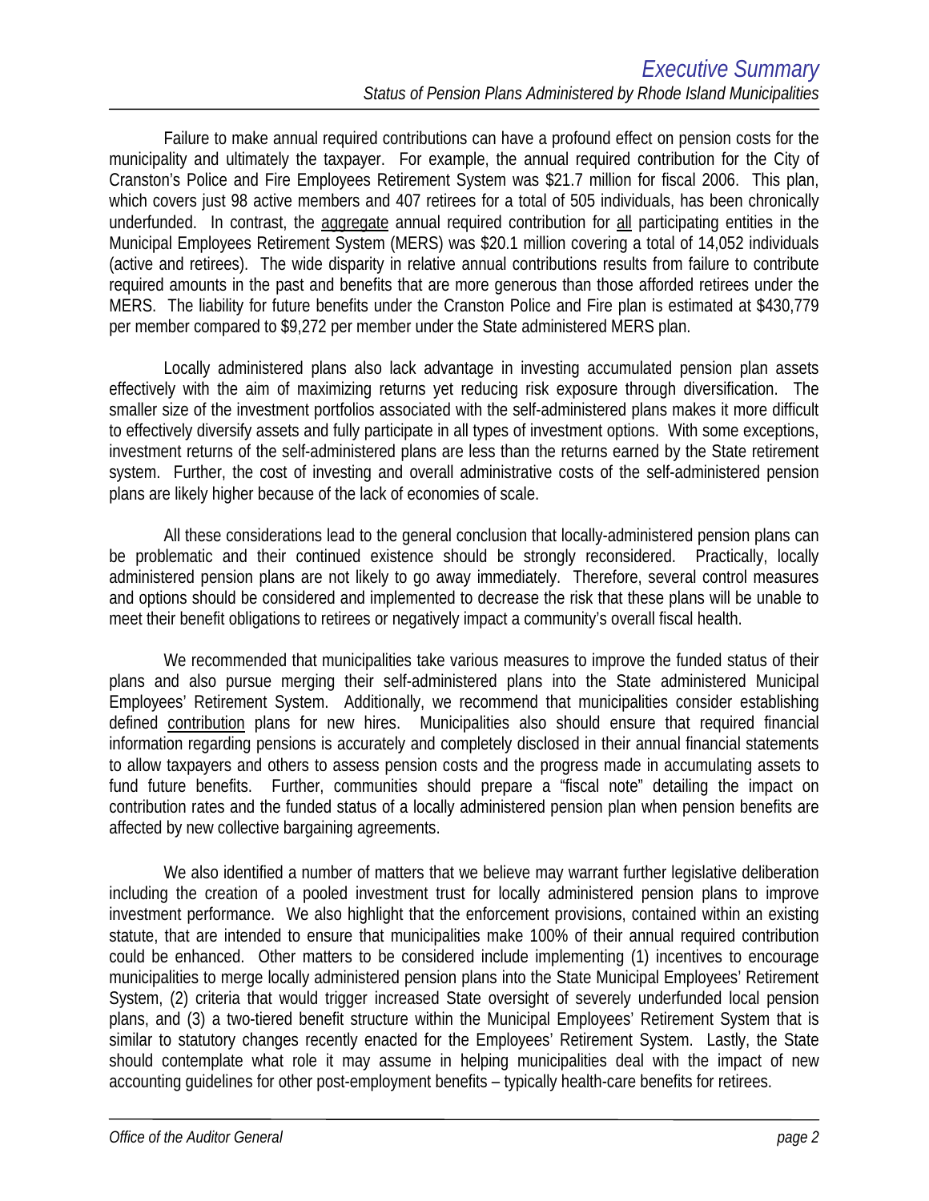Failure to make annual required contributions can have a profound effect on pension costs for the municipality and ultimately the taxpayer. For example, the annual required contribution for the City of Cranston's Police and Fire Employees Retirement System was $21.7 million for fiscal 2006. This plan, which covers just 98 active members and 407 retirees for a total of 505 individuals, has been chronically underfunded. In contrast, the aggregate annual required contribution for all participating entities in the Municipal Employees Retirement System (MERS) was $20.1 million covering a total of 14,052 individuals (active and retirees). The wide disparity in relative annual contributions results from failure to contribute required amounts in the past and benefits that are more generous than those afforded retirees under the MERS. The liability for future benefits under the Cranston Police and Fire plan is estimated at $430,779 per member compared to $9,272 per member under the State administered MERS plan.

Locally administered plans also lack advantage in investing accumulated pension plan assets effectively with the aim of maximizing returns yet reducing risk exposure through diversification. The smaller size of the investment portfolios associated with the self-administered plans makes it more difficult to effectively diversify assets and fully participate in all types of investment options. With some exceptions, investment returns of the self-administered plans are less than the returns earned by the State retirement system. Further, the cost of investing and overall administrative costs of the self-administered pension plans are likely higher because of the lack of economies of scale.

All these considerations lead to the general conclusion that locally-administered pension plans can be problematic and their continued existence should be strongly reconsidered. Practically, locally administered pension plans are not likely to go away immediately. Therefore, several control measures and options should be considered and implemented to decrease the risk that these plans will be unable to meet their benefit obligations to retirees or negatively impact a community's overall fiscal health.

We recommended that municipalities take various measures to improve the funded status of their plans and also pursue merging their self-administered plans into the State administered Municipal Employees' Retirement System. Additionally, we recommend that municipalities consider establishing defined contribution plans for new hires. Municipalities also should ensure that required financial information regarding pensions is accurately and completely disclosed in their annual financial statements to allow taxpayers and others to assess pension costs and the progress made in accumulating assets to fund future benefits. Further, communities should prepare a "fiscal note" detailing the impact on contribution rates and the funded status of a locally administered pension plan when pension benefits are affected by new collective bargaining agreements.

We also identified a number of matters that we believe may warrant further legislative deliberation including the creation of a pooled investment trust for locally administered pension plans to improve investment performance. We also highlight that the enforcement provisions, contained within an existing statute, that are intended to ensure that municipalities make 100% of their annual required contribution could be enhanced. Other matters to be considered include implementing (1) incentives to encourage municipalities to merge locally administered pension plans into the State Municipal Employees' Retirement System, (2) criteria that would trigger increased State oversight of severely underfunded local pension plans, and (3) a two-tiered benefit structure within the Municipal Employees' Retirement System that is similar to statutory changes recently enacted for the Employees' Retirement System. Lastly, the State should contemplate what role it may assume in helping municipalities deal with the impact of new accounting guidelines for other post-employment benefits – typically health-care benefits for retirees.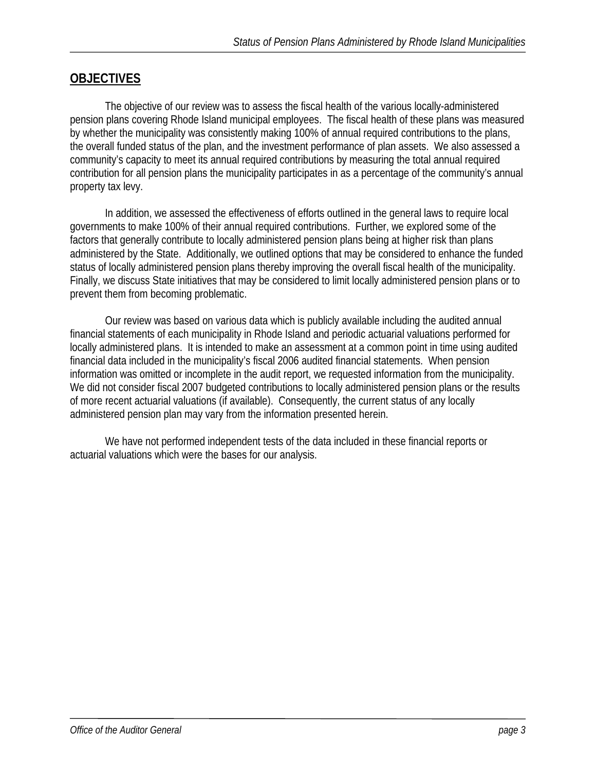## OBJECTIVES

The objective of our review was to assess the fiscal health of the various locally-administered pension plans covering Rhode Island municipal employees. The fiscal health of these plans was measured by whether the municipality was consistently making 100% of annual required contributions to the plans, the overall funded status of the plan, and the investment performance of plan assets. We also assessed a community's capacity to meet its annual required contributions by measuring the total annual required contribution for all pension plans the municipality participates in as a percentage of the community's annual property tax levy.

In addition, we assessed the effectiveness of efforts outlined in the general laws to require local governments to make 100% of their annual required contributions. Further, we explored some of the factors that generally contribute to locally administered pension plans being at higher risk than plans administered by the State. Additionally, we outlined options that may be considered to enhance the funded status of locally administered pension plans thereby improving the overall fiscal health of the municipality. Finally, we discuss State initiatives that may be considered to limit locally administered pension plans or to prevent them from becoming problematic.

Our review was based on various data which is publicly available including the audited annual financial statements of each municipality in Rhode Island and periodic actuarial valuations performed for locally administered plans. It is intended to make an assessment at a common point in time using audited financial data included in the municipality's fiscal 2006 audited financial statements. When pension information was omitted or incomplete in the audit report, we requested information from the municipality. We did not consider fiscal 2007 budgeted contributions to locally administered pension plans or the results of more recent actuarial valuations (if available). Consequently, the current status of any locally administered pension plan may vary from the information presented herein.

We have not performed independent tests of the data included in these financial reports or actuarial valuations which were the bases for our analysis.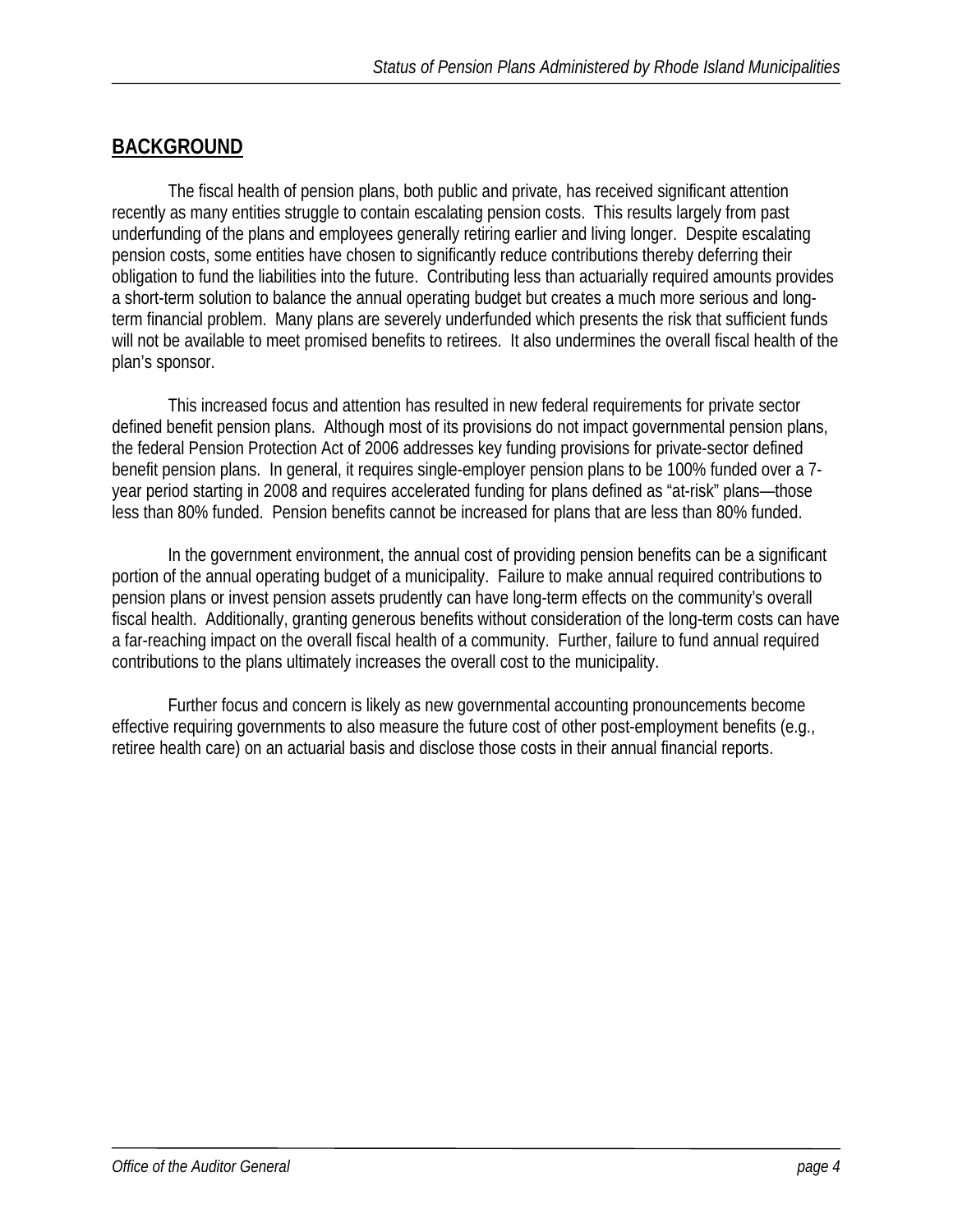## BACKGROUND

The fiscal health of pension plans, both public and private, has received significant attention recently as many entities struggle to contain escalating pension costs. This results largely from past underfunding of the plans and employees generally retiring earlier and living longer. Despite escalating pension costs, some entities have chosen to significantly reduce contributions thereby deferring their obligation to fund the liabilities into the future. Contributing less than actuarially required amounts provides a short-term solution to balance the annual operating budget but creates a much more serious and long-term financial problem. Many plans are severely underfunded which presents the risk that sufficient funds will not be available to meet promised benefits to retirees. It also undermines the overall fiscal health of the plan's sponsor.

This increased focus and attention has resulted in new federal requirements for private sector defined benefit pension plans. Although most of its provisions do not impact governmental pension plans, the federal Pension Protection Act of 2006 addresses key funding provisions for private-sector defined benefit pension plans. In general, it requires single-employer pension plans to be 100% funded over a 7-year period starting in 2008 and requires accelerated funding for plans defined as "at-risk" plans—those less than 80% funded. Pension benefits cannot be increased for plans that are less than 80% funded.

In the government environment, the annual cost of providing pension benefits can be a significant portion of the annual operating budget of a municipality. Failure to make annual required contributions to pension plans or invest pension assets prudently can have long-term effects on the community's overall fiscal health. Additionally, granting generous benefits without consideration of the long-term costs can have a far-reaching impact on the overall fiscal health of a community. Further, failure to fund annual required contributions to the plans ultimately increases the overall cost to the municipality.

Further focus and concern is likely as new governmental accounting pronouncements become effective requiring governments to also measure the future cost of other post-employment benefits (e.g., retiree health care) on an actuarial basis and disclose those costs in their annual financial reports.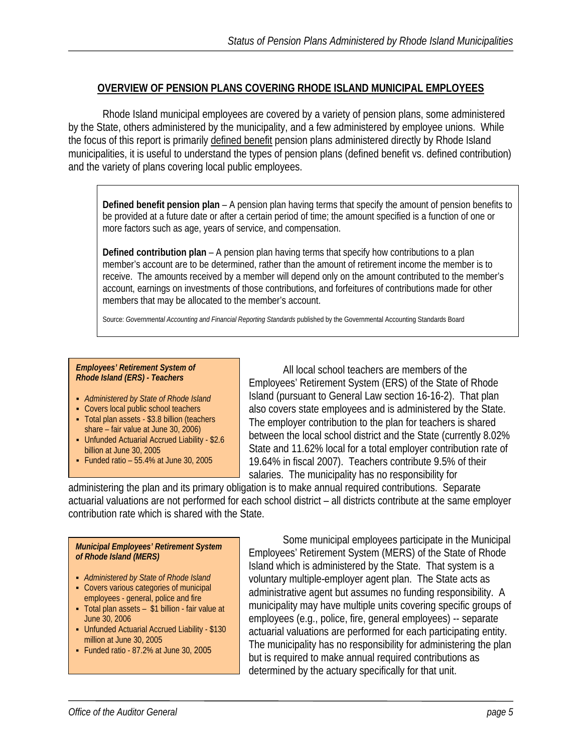## OVERVIEW OF PENSION PLANS COVERING RHODE ISLAND MUNICIPAL EMPLOYEES

Rhode Island municipal employees are covered by a variety of pension plans, some administered by the State, others administered by the municipality, and a few administered by employee unions. While the focus of this report is primarily defined benefit pension plans administered directly by Rhode Island municipalities, it is useful to understand the types of pension plans (defined benefit vs. defined contribution) and the variety of plans covering local public employees.

> **Defined benefit pension plan** – A pension plan having terms that specify the amount of pension benefits to be provided at a future date or after a certain period of time; the amount specified is a function of one or more factors such as age, years of service, and compensation.
>
> **Defined contribution plan** – A pension plan having terms that specify how contributions to a plan member's account are to be determined, rather than the amount of retirement income the member is to receive. The amounts received by a member will depend only on the amount contributed to the member's account, earnings on investments of those contributions, and forfeitures of contributions made for other members that may be allocated to the member's account.
>
> Source: *Governmental Accounting and Financial Reporting Standards* published by the Governmental Accounting Standards Board

***Employees' Retirement System of Rhode Island (ERS) - Teachers***

- *Administered by State of Rhode Island*
- Covers local public school teachers
- Total plan assets - $3.8 billion (teachers share – fair value at June 30, 2006)
- Unfunded Actuarial Accrued Liability - $2.6 billion at June 30, 2005
- Funded ratio – 55.4% at June 30, 2005

All local school teachers are members of the Employees' Retirement System (ERS) of the State of Rhode Island (pursuant to General Law section 16-16-2). That plan also covers state employees and is administered by the State. The employer contribution to the plan for teachers is shared between the local school district and the State (currently 8.02% State and 11.62% local for a total employer contribution rate of 19.64% in fiscal 2007). Teachers contribute 9.5% of their salaries. The municipality has no responsibility for administering the plan and its primary obligation is to make annual required contributions. Separate actuarial valuations are not performed for each school district – all districts contribute at the same employer contribution rate which is shared with the State.

***Municipal Employees' Retirement System of Rhode Island (MERS)***

- *Administered by State of Rhode Island*
- Covers various categories of municipal employees - general, police and fire
- Total plan assets – $1 billion - fair value at June 30, 2006
- Unfunded Actuarial Accrued Liability - $130 million at June 30, 2005
- Funded ratio - 87.2% at June 30, 2005

Some municipal employees participate in the Municipal Employees' Retirement System (MERS) of the State of Rhode Island which is administered by the State. That system is a voluntary multiple-employer agent plan. The State acts as administrative agent but assumes no funding responsibility. A municipality may have multiple units covering specific groups of employees (e.g., police, fire, general employees) -- separate actuarial valuations are performed for each participating entity. The municipality has no responsibility for administering the plan but is required to make annual required contributions as determined by the actuary specifically for that unit.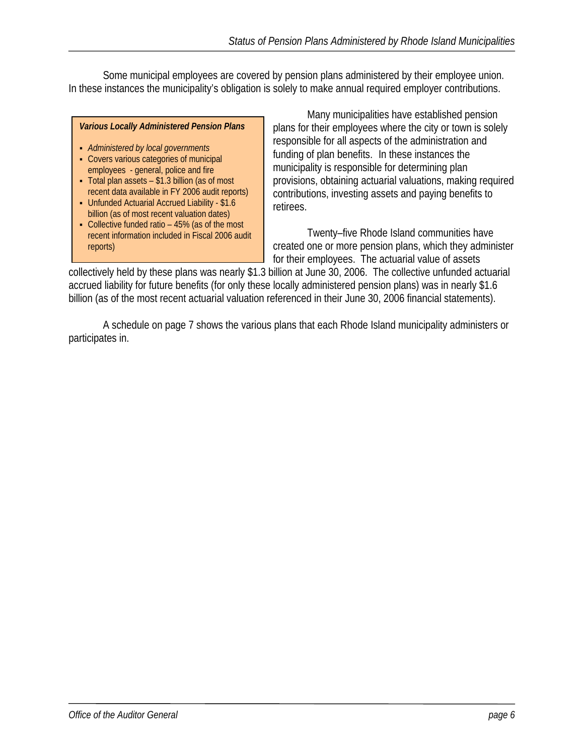Some municipal employees are covered by pension plans administered by their employee union. In these instances the municipality's obligation is solely to make annual required employer contributions.

> ***Various Locally Administered Pension Plans***
>
> - *Administered by local governments*
> - Covers various categories of municipal employees - general, police and fire
> - Total plan assets – $1.3 billion (as of most recent data available in FY 2006 audit reports)
> - Unfunded Actuarial Accrued Liability - $1.6 billion (as of most recent valuation dates)
> - Collective funded ratio – 45% (as of the most recent information included in Fiscal 2006 audit reports)

Many municipalities have established pension plans for their employees where the city or town is solely responsible for all aspects of the administration and funding of plan benefits. In these instances the municipality is responsible for determining plan provisions, obtaining actuarial valuations, making required contributions, investing assets and paying benefits to retirees.

Twenty–five Rhode Island communities have created one or more pension plans, which they administer for their employees. The actuarial value of assets collectively held by these plans was nearly $1.3 billion at June 30, 2006. The collective unfunded actuarial accrued liability for future benefits (for only these locally administered pension plans) was in nearly $1.6 billion (as of the most recent actuarial valuation referenced in their June 30, 2006 financial statements).

A schedule on page 7 shows the various plans that each Rhode Island municipality administers or participates in.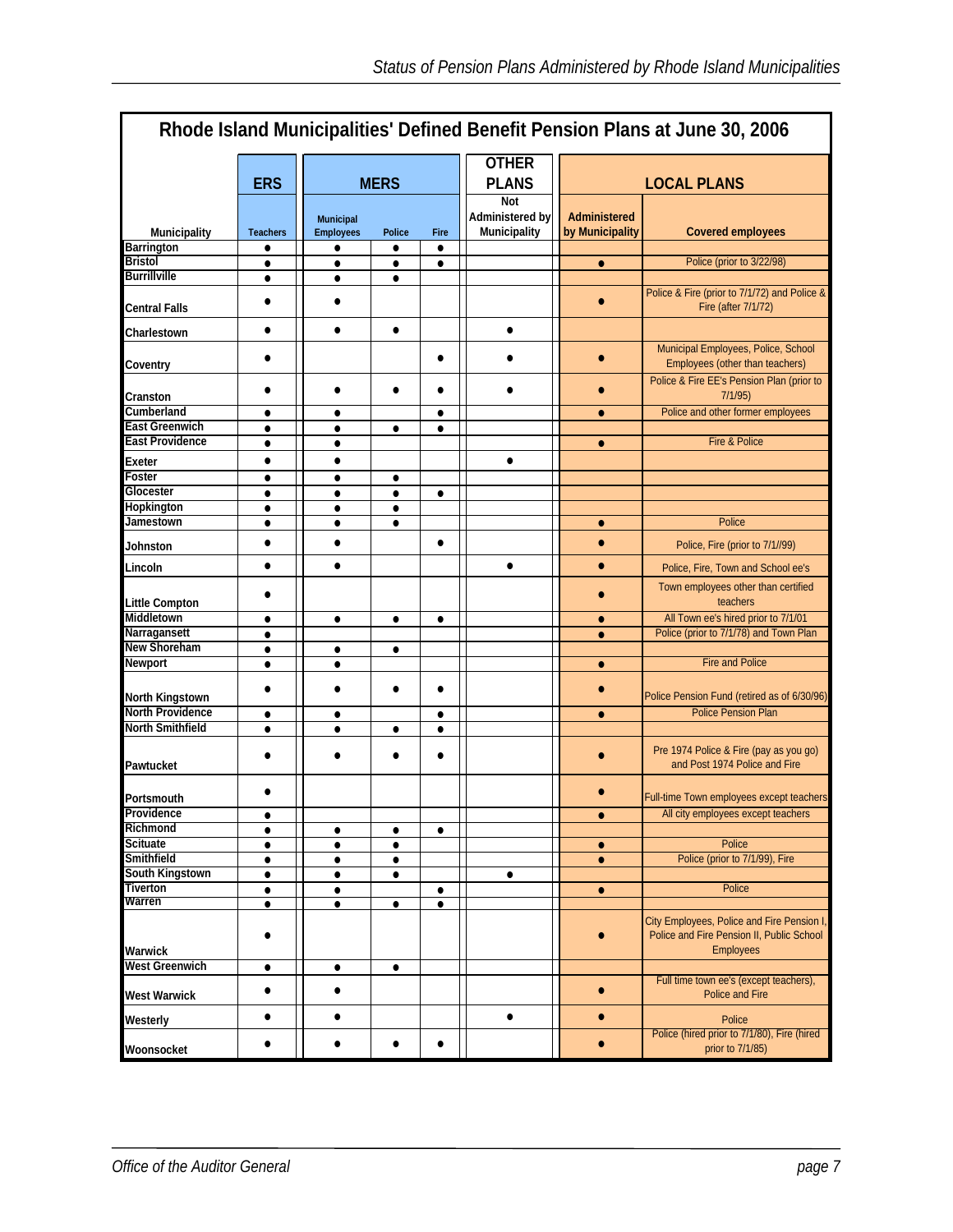# Rhode Island Municipalities' Defined Benefit Pension Plans at June 30, 2006

| Municipality | ERS | MERS | | | OTHER PLANS | LOCAL PLANS | |
|---|---|---|---|---|---|---|---|
| | Teachers | Municipal Employees | Police | Fire | Not Administered by Municipality | Administered by Municipality | Covered employees |
| Barrington | ● | ● | ● | ● | | | |
| Bristol | ● | ● | ● | ● | | ● | Police (prior to 3/22/98) |
| Burrillville | ● | ● | ● | | | | |
| Central Falls | ● | ● | | | | ● | Police & Fire (prior to 7/1/72) and Police & Fire (after 7/1/72) |
| Charlestown | ● | ● | ● | | ● | | |
| Coventry | ● | | | ● | ● | ● | Municipal Employees, Police, School Employees (other than teachers) |
| Cranston | ● | ● | ● | ● | ● | ● | Police & Fire EE's Pension Plan (prior to 7/1/95) |
| Cumberland | ● | ● | | ● | | ● | Police and other former employees |
| East Greenwich | ● | ● | ● | ● | | | |
| East Providence | ● | ● | | | | ● | Fire & Police |
| Exeter | ● | ● | | | ● | | |
| Foster | ● | ● | ● | | | | |
| Glocester | ● | ● | ● | ● | | | |
| Hopkington | ● | ● | ● | | | | |
| Jamestown | ● | ● | ● | | | ● | Police |
| Johnston | ● | ● | | ● | | ● | Police, Fire (prior to 7/1//99) |
| Lincoln | ● | ● | | | ● | ● | Police, Fire, Town and School ee's |
| Little Compton | ● | | | | | ● | Town employees other than certified teachers |
| Middletown | ● | ● | ● | ● | | ● | All Town ee's hired prior to 7/1/01 |
| Narragansett | ● | | | | | ● | Police (prior to 7/1/78) and Town Plan |
| New Shoreham | ● | ● | ● | | | | |
| Newport | ● | ● | | | | ● | Fire and Police |
| North Kingstown | ● | ● | ● | ● | | ● | Police Pension Fund (retired as of 6/30/96) |
| North Providence | ● | ● | | ● | | ● | Police Pension Plan |
| North Smithfield | ● | ● | ● | ● | | | |
| Pawtucket | ● | ● | ● | ● | | ● | Pre 1974 Police & Fire (pay as you go) and Post 1974 Police and Fire |
| Portsmouth | ● | | | | | ● | Full-time Town employees except teachers |
| Providence | ● | | | | | ● | All city employees except teachers |
| Richmond | ● | ● | ● | ● | | | |
| Scituate | ● | ● | ● | | | ● | Police |
| Smithfield | ● | ● | ● | | | ● | Police (prior to 7/1/99), Fire |
| South Kingstown | ● | ● | ● | | ● | | |
| Tiverton | ● | ● | | ● | | ● | Police |
| Warren | ● | ● | ● | ● | | | |
| Warwick | ● | | | | | ● | City Employees, Police and Fire Pension I, Police and Fire Pension II, Public School Employees |
| West Greenwich | ● | ● | ● | | | | |
| West Warwick | ● | ● | | | | ● | Full time town ee's (except teachers), Police and Fire |
| Westerly | ● | ● | | | ● | ● | Police |
| Woonsocket | ● | ● | ● | ● | | ● | Police (hired prior to 7/1/80), Fire (hired prior to 7/1/85) |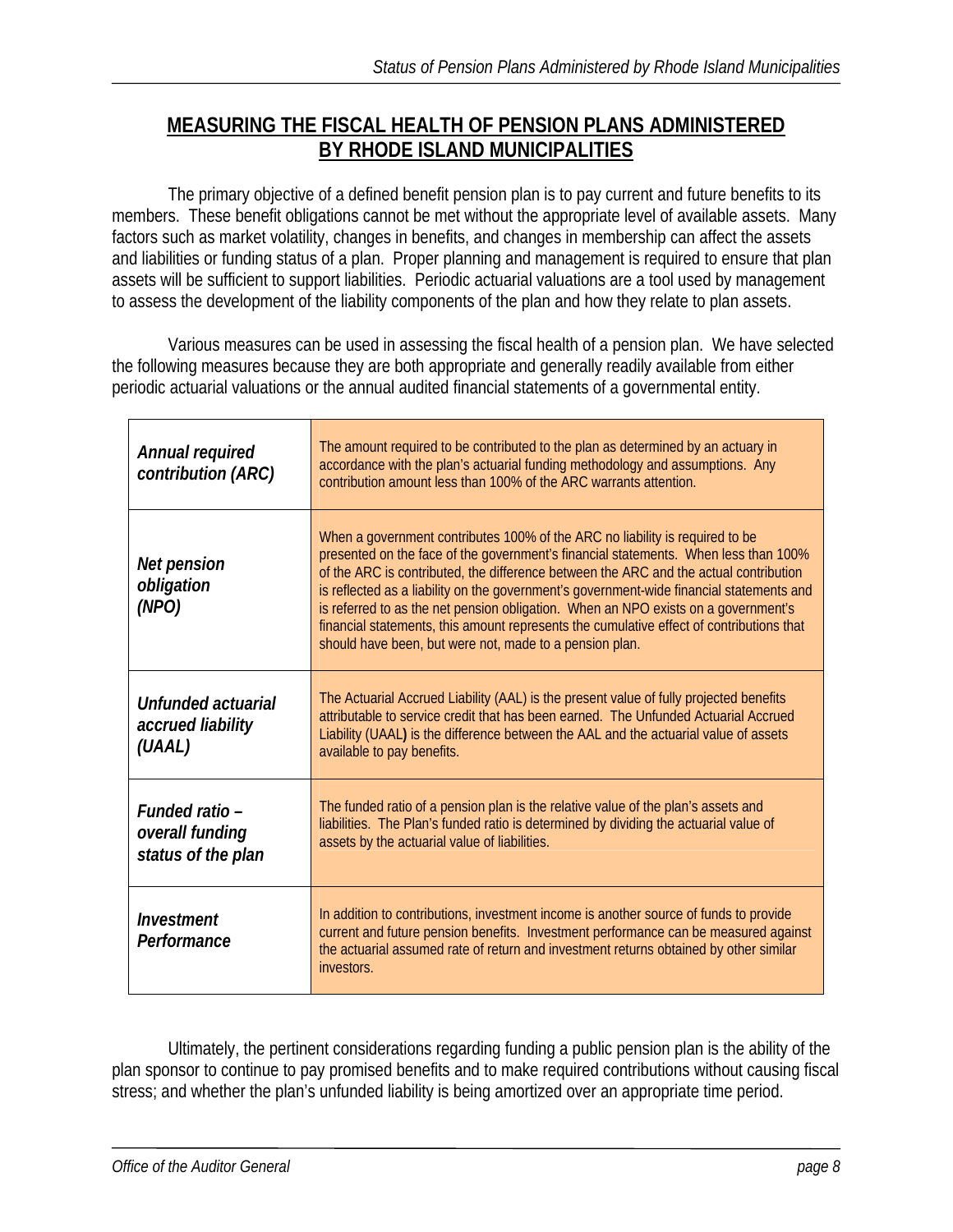## MEASURING THE FISCAL HEALTH OF PENSION PLANS ADMINISTERED BY RHODE ISLAND MUNICIPALITIES

The primary objective of a defined benefit pension plan is to pay current and future benefits to its members. These benefit obligations cannot be met without the appropriate level of available assets. Many factors such as market volatility, changes in benefits, and changes in membership can affect the assets and liabilities or funding status of a plan. Proper planning and management is required to ensure that plan assets will be sufficient to support liabilities. Periodic actuarial valuations are a tool used by management to assess the development of the liability components of the plan and how they relate to plan assets.

Various measures can be used in assessing the fiscal health of a pension plan. We have selected the following measures because they are both appropriate and generally readily available from either periodic actuarial valuations or the annual audited financial statements of a governmental entity.

| | |
|---|---|
| ***Annual required contribution (ARC)*** | The amount required to be contributed to the plan as determined by an actuary in accordance with the plan's actuarial funding methodology and assumptions. Any contribution amount less than 100% of the ARC warrants attention. |
| ***Net pension obligation (NPO)*** | When a government contributes 100% of the ARC no liability is required to be presented on the face of the government's financial statements. When less than 100% of the ARC is contributed, the difference between the ARC and the actual contribution is reflected as a liability on the government's government-wide financial statements and is referred to as the net pension obligation. When an NPO exists on a government's financial statements, this amount represents the cumulative effect of contributions that should have been, but were not, made to a pension plan. |
| ***Unfunded actuarial accrued liability (UAAL)*** | The Actuarial Accrued Liability (AAL) is the present value of fully projected benefits attributable to service credit that has been earned. The Unfunded Actuarial Accrued Liability (UAAL) is the difference between the AAL and the actuarial value of assets available to pay benefits. |
| ***Funded ratio – overall funding status of the plan*** | The funded ratio of a pension plan is the relative value of the plan's assets and liabilities. The Plan's funded ratio is determined by dividing the actuarial value of assets by the actuarial value of liabilities. |
| ***Investment Performance*** | In addition to contributions, investment income is another source of funds to provide current and future pension benefits. Investment performance can be measured against the actuarial assumed rate of return and investment returns obtained by other similar investors. |

Ultimately, the pertinent considerations regarding funding a public pension plan is the ability of the plan sponsor to continue to pay promised benefits and to make required contributions without causing fiscal stress; and whether the plan's unfunded liability is being amortized over an appropriate time period.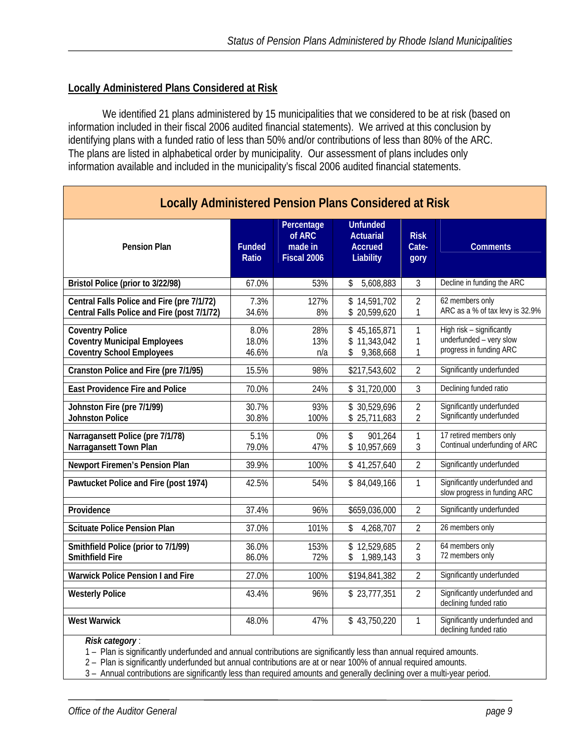## Locally Administered Plans Considered at Risk

We identified 21 plans administered by 15 municipalities that we considered to be at risk (based on information included in their fiscal 2006 audited financial statements). We arrived at this conclusion by identifying plans with a funded ratio of less than 50% and/or contributions of less than 80% of the ARC. The plans are listed in alphabetical order by municipality. Our assessment of plans includes only information available and included in the municipality's fiscal 2006 audited financial statements.

**Locally Administered Pension Plans Considered at Risk**

| Pension Plan | Funded Ratio | Percentage of ARC made in Fiscal 2006 | Unfunded Actuarial Accrued Liability | Risk Category | Comments |
|---|---|---|---|---|---|
| **Bristol Police (prior to 3/22/98)** | 67.0% | 53% | $ 5,608,883 | 3 | Decline in funding the ARC |
| **Central Falls Police and Fire (pre 7/1/72)** | 7.3% | 127% | $ 14,591,702 | 2 | 62 members only |
| **Central Falls Police and Fire (post 7/1/72)** | 34.6% | 8% | $ 20,599,620 | 1 | ARC as a % of tax levy is 32.9% |
| **Coventry Police** | 8.0% | 28% | $ 45,165,871 | 1 | High risk – significantly underfunded – very slow progress in funding ARC |
| **Coventry Municipal Employees** | 18.0% | 13% | $ 11,343,042 | 1 | |
| **Coventry School Employees** | 46.6% | n/a | $ 9,368,668 | 1 | |
| **Cranston Police and Fire (pre 7/1/95)** | 15.5% | 98% | $217,543,602 | 2 | Significantly underfunded |
| **East Providence Fire and Police** | 70.0% | 24% | $ 31,720,000 | 3 | Declining funded ratio |
| **Johnston Fire (pre 7/1/99)** | 30.7% | 93% | $ 30,529,696 | 2 | Significantly underfunded |
| **Johnston Police** | 30.8% | 100% | $ 25,711,683 | 2 | Significantly underfunded |
| **Narragansett Police (pre 7/1/78)** | 5.1% | 0% | $ 901,264 | 1 | 17 retired members only |
| **Narragansett Town Plan** | 79.0% | 47% | $ 10,957,669 | 3 | Continual underfunding of ARC |
| **Newport Firemen's Pension Plan** | 39.9% | 100% | $ 41,257,640 | 2 | Significantly underfunded |
| **Pawtucket Police and Fire (post 1974)** | 42.5% | 54% | $ 84,049,166 | 1 | Significantly underfunded and slow progress in funding ARC |
| **Providence** | 37.4% | 96% | $659,036,000 | 2 | Significantly underfunded |
| **Scituate Police Pension Plan** | 37.0% | 101% | $ 4,268,707 | 2 | 26 members only |
| **Smithfield Police (prior to 7/1/99)** | 36.0% | 153% | $ 12,529,685 | 2 | 64 members only |
| **Smithfield Fire** | 86.0% | 72% | $ 1,989,143 | 3 | 72 members only |
| **Warwick Police Pension I and Fire** | 27.0% | 100% | $194,841,382 | 2 | Significantly underfunded |
| **Westerly Police** | 43.4% | 96% | $ 23,777,351 | 2 | Significantly underfunded and declining funded ratio |
| **West Warwick** | 48.0% | 47% | $ 43,750,220 | 1 | Significantly underfunded and declining funded ratio |

*Risk category* :

1 – Plan is significantly underfunded and annual contributions are significantly less than annual required amounts.

2 – Plan is significantly underfunded but annual contributions are at or near 100% of annual required amounts.

3 – Annual contributions are significantly less than required amounts and generally declining over a multi-year period.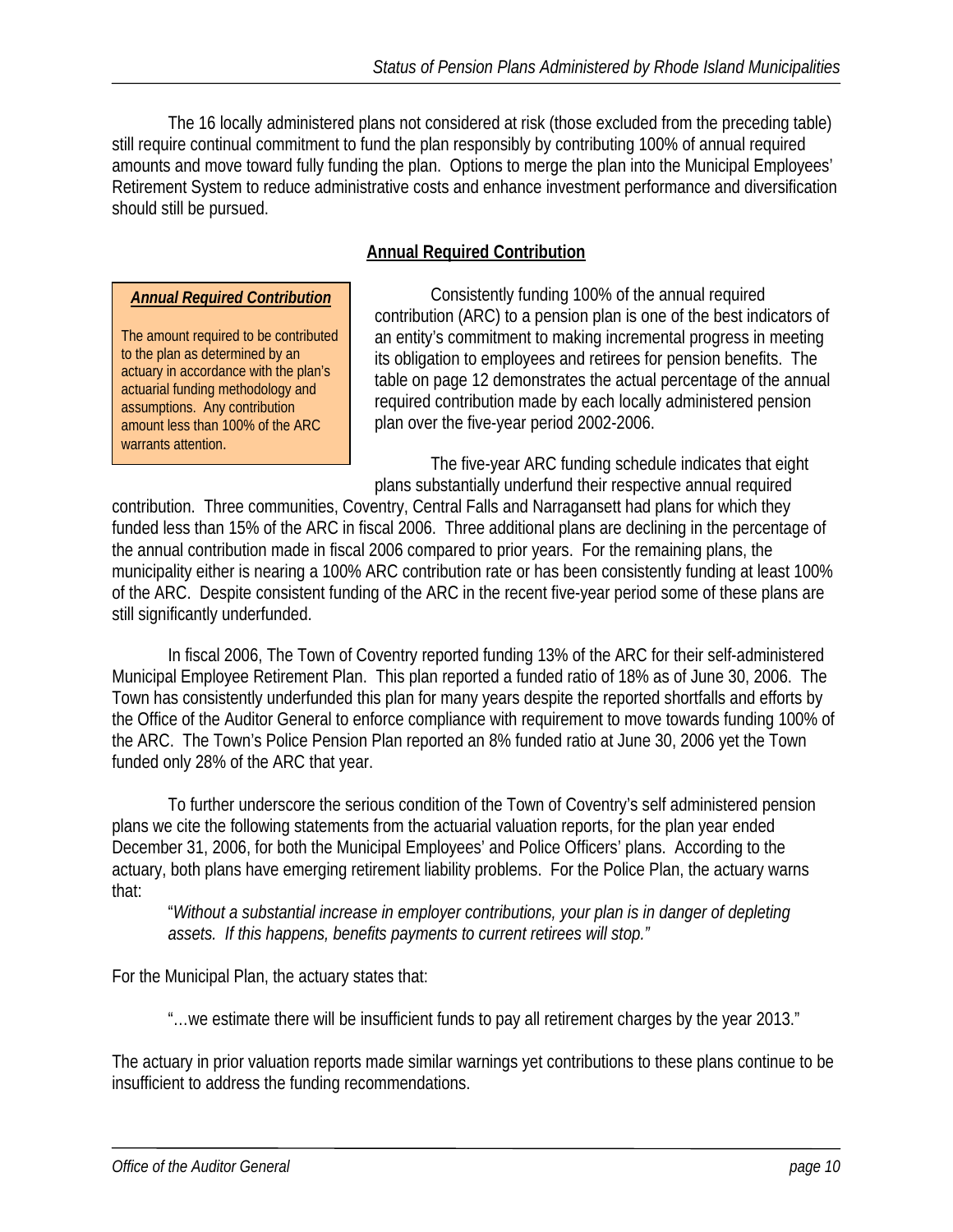The 16 locally administered plans not considered at risk (those excluded from the preceding table) still require continual commitment to fund the plan responsibly by contributing 100% of annual required amounts and move toward fully funding the plan. Options to merge the plan into the Municipal Employees' Retirement System to reduce administrative costs and enhance investment performance and diversification should still be pursued.

## Annual Required Contribution

> ***Annual Required Contribution***
>
> The amount required to be contributed to the plan as determined by an actuary in accordance with the plan's actuarial funding methodology and assumptions. Any contribution amount less than 100% of the ARC warrants attention.

Consistently funding 100% of the annual required contribution (ARC) to a pension plan is one of the best indicators of an entity's commitment to making incremental progress in meeting its obligation to employees and retirees for pension benefits. The table on page 12 demonstrates the actual percentage of the annual required contribution made by each locally administered pension plan over the five-year period 2002-2006.

The five-year ARC funding schedule indicates that eight plans substantially underfund their respective annual required contribution. Three communities, Coventry, Central Falls and Narragansett had plans for which they funded less than 15% of the ARC in fiscal 2006. Three additional plans are declining in the percentage of the annual contribution made in fiscal 2006 compared to prior years. For the remaining plans, the municipality either is nearing a 100% ARC contribution rate or has been consistently funding at least 100% of the ARC. Despite consistent funding of the ARC in the recent five-year period some of these plans are still significantly underfunded.

In fiscal 2006, The Town of Coventry reported funding 13% of the ARC for their self-administered Municipal Employee Retirement Plan. This plan reported a funded ratio of 18% as of June 30, 2006. The Town has consistently underfunded this plan for many years despite the reported shortfalls and efforts by the Office of the Auditor General to enforce compliance with requirement to move towards funding 100% of the ARC. The Town's Police Pension Plan reported an 8% funded ratio at June 30, 2006 yet the Town funded only 28% of the ARC that year.

To further underscore the serious condition of the Town of Coventry's self administered pension plans we cite the following statements from the actuarial valuation reports, for the plan year ended December 31, 2006, for both the Municipal Employees' and Police Officers' plans. According to the actuary, both plans have emerging retirement liability problems. For the Police Plan, the actuary warns that:

> "*Without a substantial increase in employer contributions, your plan is in danger of depleting assets. If this happens, benefits payments to current retirees will stop."*

For the Municipal Plan, the actuary states that:

> "…we estimate there will be insufficient funds to pay all retirement charges by the year 2013."

The actuary in prior valuation reports made similar warnings yet contributions to these plans continue to be insufficient to address the funding recommendations.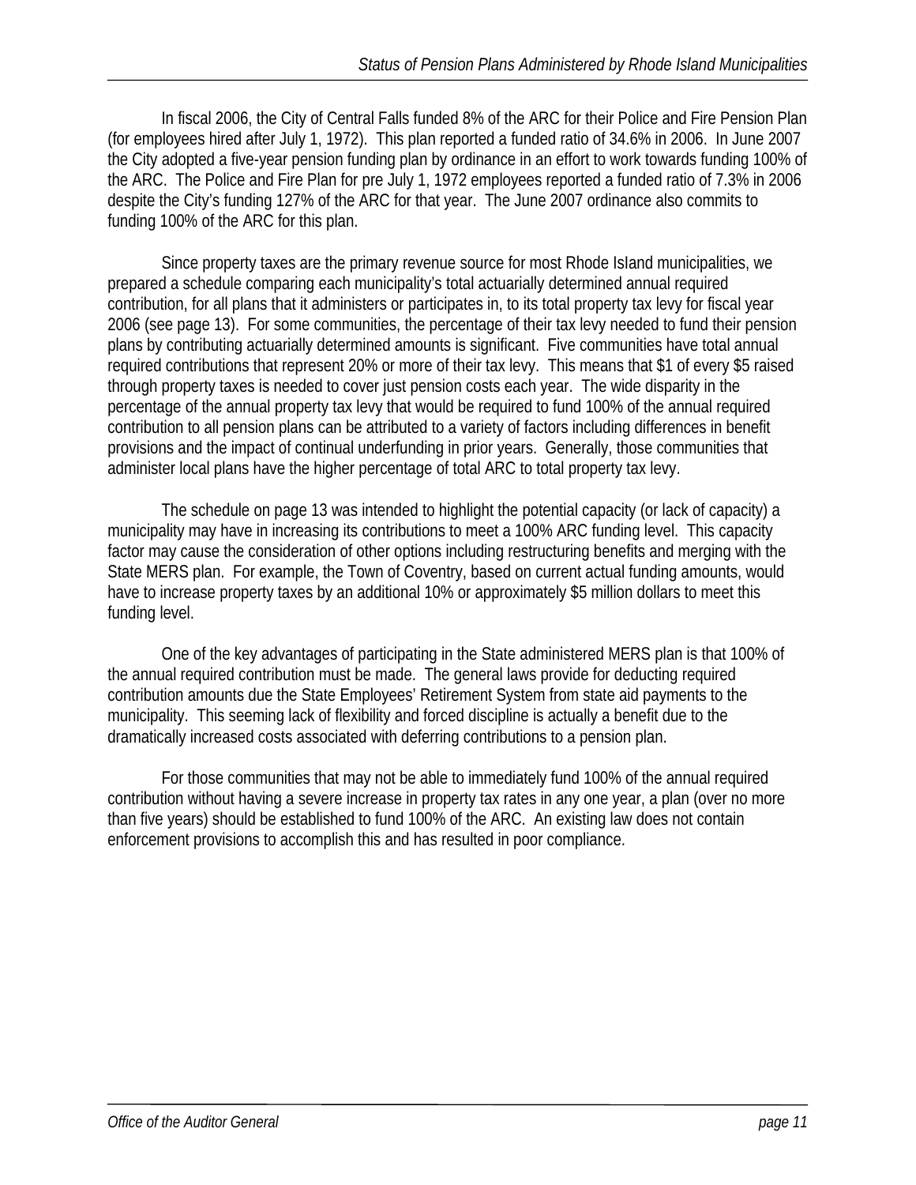In fiscal 2006, the City of Central Falls funded 8% of the ARC for their Police and Fire Pension Plan (for employees hired after July 1, 1972). This plan reported a funded ratio of 34.6% in 2006. In June 2007 the City adopted a five-year pension funding plan by ordinance in an effort to work towards funding 100% of the ARC. The Police and Fire Plan for pre July 1, 1972 employees reported a funded ratio of 7.3% in 2006 despite the City's funding 127% of the ARC for that year. The June 2007 ordinance also commits to funding 100% of the ARC for this plan.

Since property taxes are the primary revenue source for most Rhode Island municipalities, we prepared a schedule comparing each municipality's total actuarially determined annual required contribution, for all plans that it administers or participates in, to its total property tax levy for fiscal year 2006 (see page 13). For some communities, the percentage of their tax levy needed to fund their pension plans by contributing actuarially determined amounts is significant. Five communities have total annual required contributions that represent 20% or more of their tax levy. This means that $1 of every $5 raised through property taxes is needed to cover just pension costs each year. The wide disparity in the percentage of the annual property tax levy that would be required to fund 100% of the annual required contribution to all pension plans can be attributed to a variety of factors including differences in benefit provisions and the impact of continual underfunding in prior years. Generally, those communities that administer local plans have the higher percentage of total ARC to total property tax levy.

The schedule on page 13 was intended to highlight the potential capacity (or lack of capacity) a municipality may have in increasing its contributions to meet a 100% ARC funding level. This capacity factor may cause the consideration of other options including restructuring benefits and merging with the State MERS plan. For example, the Town of Coventry, based on current actual funding amounts, would have to increase property taxes by an additional 10% or approximately $5 million dollars to meet this funding level.

One of the key advantages of participating in the State administered MERS plan is that 100% of the annual required contribution must be made. The general laws provide for deducting required contribution amounts due the State Employees' Retirement System from state aid payments to the municipality. This seeming lack of flexibility and forced discipline is actually a benefit due to the dramatically increased costs associated with deferring contributions to a pension plan.

For those communities that may not be able to immediately fund 100% of the annual required contribution without having a severe increase in property tax rates in any one year, a plan (over no more than five years) should be established to fund 100% of the ARC. An existing law does not contain enforcement provisions to accomplish this and has resulted in poor compliance.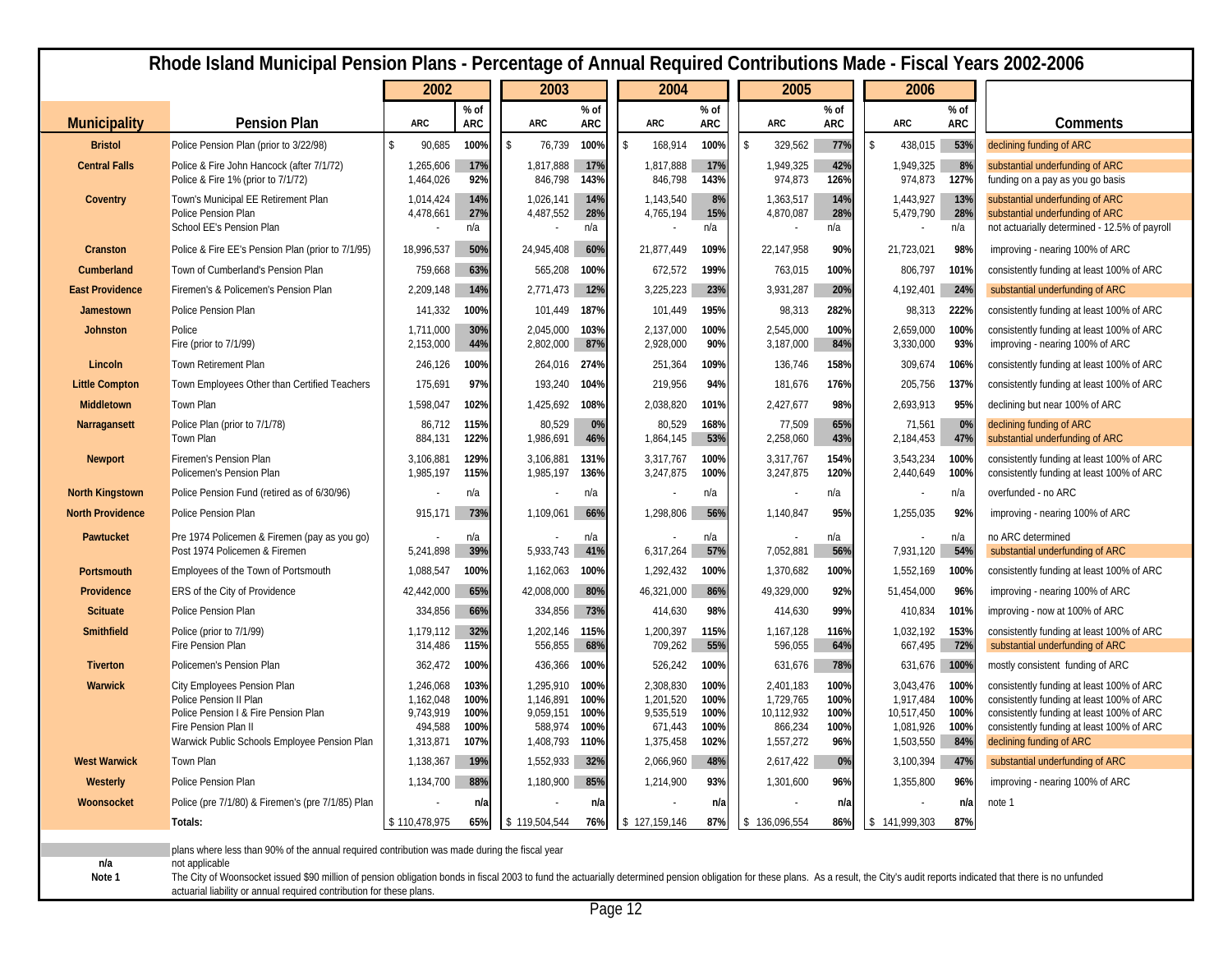# Rhode Island Municipal Pension Plans - Percentage of Annual Required Contributions Made - Fiscal Years 2002-2006

| Municipality | Pension Plan | 2002 ARC | 2002 % of ARC | 2003 ARC | 2003 % of ARC | 2004 ARC | 2004 % of ARC | 2005 ARC | 2005 % of ARC | 2006 ARC | 2006 % of ARC | Comments |
|---|---|---|---|---|---|---|---|---|---|---|---|---|
| Bristol | Police Pension Plan (prior to 3/22/98) | $ 90,685 | 100% | $ 76,739 | 100% | $ 168,914 | 100% | $ 329,562 | 77% | $ 438,015 | 53% | declining funding of ARC |
| Central Falls | Police & Fire John Hancock (after 7/1/72) | 1,265,606 | 17% | 1,817,888 | 17% | 1,817,888 | 17% | 1,949,325 | 42% | 1,949,325 | 8% | substantial underfunding of ARC |
| | Police & Fire 1% (prior to 7/1/72) | 1,464,026 | 92% | 846,798 | 143% | 846,798 | 143% | 974,873 | 126% | 974,873 | 127% | funding on a pay as you go basis |
| Coventry | Town's Municipal EE Retirement Plan | 1,014,424 | 14% | 1,026,141 | 14% | 1,143,540 | 8% | 1,363,517 | 14% | 1,443,927 | 13% | substantial underfunding of ARC |
| | Police Pension Plan | 4,478,661 | 27% | 4,487,552 | 28% | 4,765,194 | 15% | 4,870,087 | 28% | 5,479,790 | 28% | substantial underfunding of ARC |
| | School EE's Pension Plan | - | n/a | - | n/a | - | n/a | - | n/a | - | n/a | not actuarially determined - 12.5% of payroll |
| Cranston | Police & Fire EE's Pension Plan (prior to 7/1/95) | 18,996,537 | 50% | 24,945,408 | 60% | 21,877,449 | 109% | 22,147,958 | 90% | 21,723,021 | 98% | improving - nearing 100% of ARC |
| Cumberland | Town of Cumberland's Pension Plan | 759,668 | 63% | 565,208 | 100% | 672,572 | 199% | 763,015 | 100% | 806,797 | 101% | consistently funding at least 100% of ARC |
| East Providence | Firemen's & Policemen's Pension Plan | 2,209,148 | 14% | 2,771,473 | 12% | 3,225,223 | 23% | 3,931,287 | 20% | 4,192,401 | 24% | substantial underfunding of ARC |
| Jamestown | Police Pension Plan | 141,332 | 100% | 101,449 | 187% | 101,449 | 195% | 98,313 | 282% | 98,313 | 222% | consistently funding at least 100% of ARC |
| Johnston | Police | 1,711,000 | 30% | 2,045,000 | 103% | 2,137,000 | 100% | 2,545,000 | 100% | 2,659,000 | 100% | consistently funding at least 100% of ARC |
| | Fire (prior to 7/1/99) | 2,153,000 | 44% | 2,802,000 | 87% | 2,928,000 | 90% | 3,187,000 | 84% | 3,330,000 | 93% | improving - nearing 100% of ARC |
| Lincoln | Town Retirement Plan | 246,126 | 100% | 264,016 | 274% | 251,364 | 109% | 136,746 | 158% | 309,674 | 106% | consistently funding at least 100% of ARC |
| Little Compton | Town Employees Other than Certified Teachers | 175,691 | 97% | 193,240 | 104% | 219,956 | 94% | 181,676 | 176% | 205,756 | 137% | consistently funding at least 100% of ARC |
| Middletown | Town Plan | 1,598,047 | 102% | 1,425,692 | 108% | 2,038,820 | 101% | 2,427,677 | 98% | 2,693,913 | 95% | declining but near 100% of ARC |
| Narragansett | Police Plan (prior to 7/1/78) | 86,712 | 115% | 80,529 | 0% | 80,529 | 168% | 77,509 | 65% | 71,561 | 0% | declining funding of ARC |
| | Town Plan | 884,131 | 122% | 1,986,691 | 46% | 1,864,145 | 53% | 2,258,060 | 43% | 2,184,453 | 47% | substantial underfunding of ARC |
| Newport | Firemen's Pension Plan | 3,106,881 | 129% | 3,106,881 | 131% | 3,317,767 | 100% | 3,317,767 | 154% | 3,543,234 | 100% | consistently funding at least 100% of ARC |
| | Policemen's Pension Plan | 1,985,197 | 115% | 1,985,197 | 136% | 3,247,875 | 100% | 3,247,875 | 120% | 2,440,649 | 100% | consistently funding at least 100% of ARC |
| North Kingstown | Police Pension Fund (retired as of 6/30/96) | - | n/a | - | n/a | - | n/a | - | n/a | - | n/a | overfunded - no ARC |
| North Providence | Police Pension Plan | 915,171 | 73% | 1,109,061 | 66% | 1,298,806 | 56% | 1,140,847 | 95% | 1,255,035 | 92% | improving - nearing 100% of ARC |
| Pawtucket | Pre 1974 Policemen & Firemen (pay as you go) | - | n/a | - | n/a | - | n/a | - | n/a | - | n/a | no ARC determined |
| | Post 1974 Policemen & Firemen | 5,241,898 | 39% | 5,933,743 | 41% | 6,317,264 | 57% | 7,052,881 | 56% | 7,931,120 | 54% | substantial underfunding of ARC |
| Portsmouth | Employees of the Town of Portsmouth | 1,088,547 | 100% | 1,162,063 | 100% | 1,292,432 | 100% | 1,370,682 | 100% | 1,552,169 | 100% | consistently funding at least 100% of ARC |
| Providence | ERS of the City of Providence | 42,442,000 | 65% | 42,008,000 | 80% | 46,321,000 | 86% | 49,329,000 | 92% | 51,454,000 | 96% | improving - nearing 100% of ARC |
| Scituate | Police Pension Plan | 334,856 | 66% | 334,856 | 73% | 414,630 | 98% | 414,630 | 99% | 410,834 | 101% | improving - now at 100% of ARC |
| Smithfield | Police (prior to 7/1/99) | 1,179,112 | 32% | 1,202,146 | 115% | 1,200,397 | 115% | 1,167,128 | 116% | 1,032,192 | 153% | consistently funding at least 100% of ARC |
| | Fire Pension Plan | 314,486 | 115% | 556,855 | 68% | 709,262 | 55% | 596,055 | 64% | 667,495 | 72% | substantial underfunding of ARC |
| Tiverton | Policemen's Pension Plan | 362,472 | 100% | 436,366 | 100% | 526,242 | 100% | 631,676 | 78% | 631,676 | 100% | mostly consistent funding of ARC |
| Warwick | City Employees Pension Plan | 1,246,068 | 103% | 1,295,910 | 100% | 2,308,830 | 100% | 2,401,183 | 100% | 3,043,476 | 100% | consistently funding at least 100% of ARC |
| | Police Pension II Plan | 1,162,048 | 100% | 1,146,891 | 100% | 1,201,520 | 100% | 1,729,765 | 100% | 1,917,484 | 100% | consistently funding at least 100% of ARC |
| | Police Pension I & Fire Pension Plan | 9,743,919 | 100% | 9,059,151 | 100% | 9,535,519 | 100% | 10,112,932 | 100% | 10,517,450 | 100% | consistently funding at least 100% of ARC |
| | Fire Pension Plan II | 494,588 | 100% | 588,974 | 100% | 671,443 | 100% | 866,234 | 100% | 1,081,926 | 100% | consistently funding at least 100% of ARC |
| | Warwick Public Schools Employee Pension Plan | 1,313,871 | 107% | 1,408,793 | 110% | 1,375,458 | 102% | 1,557,272 | 96% | 1,503,550 | 84% | declining funding of ARC |
| West Warwick | Town Plan | 1,138,367 | 19% | 1,552,933 | 32% | 2,066,960 | 48% | 2,617,422 | 0% | 3,100,394 | 47% | substantial underfunding of ARC |
| Westerly | Police Pension Plan | 1,134,700 | 88% | 1,180,900 | 85% | 1,214,900 | 93% | 1,301,600 | 96% | 1,355,800 | 96% | improving - nearing 100% of ARC |
| Woonsocket | Police (pre 7/1/80) & Firemen's (pre 7/1/85) Plan | - | n/a | - | n/a | - | n/a | - | n/a | - | n/a | note 1 |
| | **Totals:** | $ 110,478,975 | 65% | $ 119,504,544 | 76% | $ 127,159,146 | 87% | $ 136,096,554 | 86% | $ 141,999,303 | 87% | |

(shaded) plans where less than 90% of the annual required contribution was made during the fiscal year

**n/a** not applicable

**Note 1** The City of Woonsocket issued $90 million of pension obligation bonds in fiscal 2003 to fund the actuarially determined pension obligation for these plans. As a result, the City's audit reports indicated that there is no unfunded actuarial liability or annual required contribution for these plans.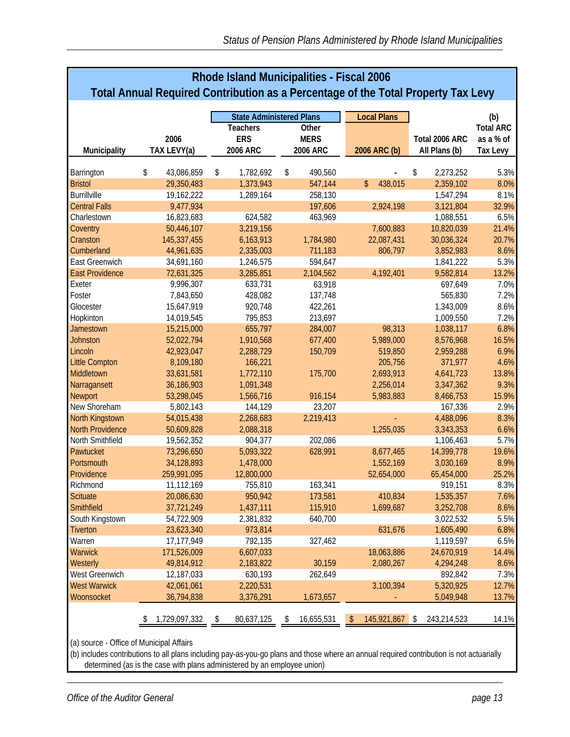## Rhode Island Municipalities - Fiscal 2006
## Total Annual Required Contribution as a Percentage of the Total Property Tax Levy

| Municipality | 2006 TAX LEVY(a) | State Administered Plans: Teachers ERS 2006 ARC | State Administered Plans: Other MERS 2006 ARC | Local Plans: 2006 ARC (b) | Total 2006 ARC All Plans (b) | (b) Total ARC as a % of Tax Levy |
|---|---|---|---|---|---|---|
| Barrington | $ 43,086,859 | $ 1,782,692 | $ 490,560 | - | $ 2,273,252 | 5.3% |
| Bristol | 29,350,483 | 1,373,943 | 547,144 | $ 438,015 | 2,359,102 | 8.0% |
| Burrillville | 19,162,222 | 1,289,164 | 258,130 | | 1,547,294 | 8.1% |
| Central Falls | 9,477,934 | | 197,606 | 2,924,198 | 3,121,804 | 32.9% |
| Charlestown | 16,823,683 | 624,582 | 463,969 | | 1,088,551 | 6.5% |
| Coventry | 50,446,107 | 3,219,156 | | 7,600,883 | 10,820,039 | 21.4% |
| Cranston | 145,337,455 | 6,163,913 | 1,784,980 | 22,087,431 | 30,036,324 | 20.7% |
| Cumberland | 44,961,635 | 2,335,003 | 711,183 | 806,797 | 3,852,983 | 8.6% |
| East Greenwich | 34,691,160 | 1,246,575 | 594,647 | | 1,841,222 | 5.3% |
| East Providence | 72,631,325 | 3,285,851 | 2,104,562 | 4,192,401 | 9,582,814 | 13.2% |
| Exeter | 9,996,307 | 633,731 | 63,918 | | 697,649 | 7.0% |
| Foster | 7,843,650 | 428,082 | 137,748 | | 565,830 | 7.2% |
| Glocester | 15,647,919 | 920,748 | 422,261 | | 1,343,009 | 8.6% |
| Hopkinton | 14,019,545 | 795,853 | 213,697 | | 1,009,550 | 7.2% |
| Jamestown | 15,215,000 | 655,797 | 284,007 | 98,313 | 1,038,117 | 6.8% |
| Johnston | 52,022,794 | 1,910,568 | 677,400 | 5,989,000 | 8,576,968 | 16.5% |
| Lincoln | 42,923,047 | 2,288,729 | 150,709 | 519,850 | 2,959,288 | 6.9% |
| Little Compton | 8,109,180 | 166,221 | | 205,756 | 371,977 | 4.6% |
| Middletown | 33,631,581 | 1,772,110 | 175,700 | 2,693,913 | 4,641,723 | 13.8% |
| Narragansett | 36,186,903 | 1,091,348 | | 2,256,014 | 3,347,362 | 9.3% |
| Newport | 53,298,045 | 1,566,716 | 916,154 | 5,983,883 | 8,466,753 | 15.9% |
| New Shoreham | 5,802,143 | 144,129 | 23,207 | | 167,336 | 2.9% |
| North Kingstown | 54,015,438 | 2,268,683 | 2,219,413 | - | 4,488,096 | 8.3% |
| North Providence | 50,609,828 | 2,088,318 | | 1,255,035 | 3,343,353 | 6.6% |
| North Smithfield | 19,562,352 | 904,377 | 202,086 | | 1,106,463 | 5.7% |
| Pawtucket | 73,296,650 | 5,093,322 | 628,991 | 8,677,465 | 14,399,778 | 19.6% |
| Portsmouth | 34,128,893 | 1,478,000 | | 1,552,169 | 3,030,169 | 8.9% |
| Providence | 259,991,095 | 12,800,000 | | 52,654,000 | 65,454,000 | 25.2% |
| Richmond | 11,112,169 | 755,810 | 163,341 | | 919,151 | 8.3% |
| Scituate | 20,086,630 | 950,942 | 173,581 | 410,834 | 1,535,357 | 7.6% |
| Smithfield | 37,721,249 | 1,437,111 | 115,910 | 1,699,687 | 3,252,708 | 8.6% |
| South Kingstown | 54,722,909 | 2,381,832 | 640,700 | | 3,022,532 | 5.5% |
| Tiverton | 23,623,340 | 973,814 | | 631,676 | 1,605,490 | 6.8% |
| Warren | 17,177,949 | 792,135 | 327,462 | | 1,119,597 | 6.5% |
| Warwick | 171,526,009 | 6,607,033 | | 18,063,886 | 24,670,919 | 14.4% |
| Westerly | 49,814,912 | 2,183,822 | 30,159 | 2,080,267 | 4,294,248 | 8.6% |
| West Greenwich | 12,187,033 | 630,193 | 262,649 | | 892,842 | 7.3% |
| West Warwick | 42,061,061 | 2,220,531 | | 3,100,394 | 5,320,925 | 12.7% |
| Woonsocket | 36,794,838 | 3,376,291 | 1,673,657 | - | 5,049,948 | 13.7% |
| | $ 1,729,097,332 | $ 80,637,125 | $ 16,655,531 | $ 145,921,867 | $ 243,214,523 | 14.1% |

(a) source - Office of Municipal Affairs

(b) includes contributions to all plans including pay-as-you-go plans and those where an annual required contribution is not actuarially determined (as is the case with plans administered by an employee union)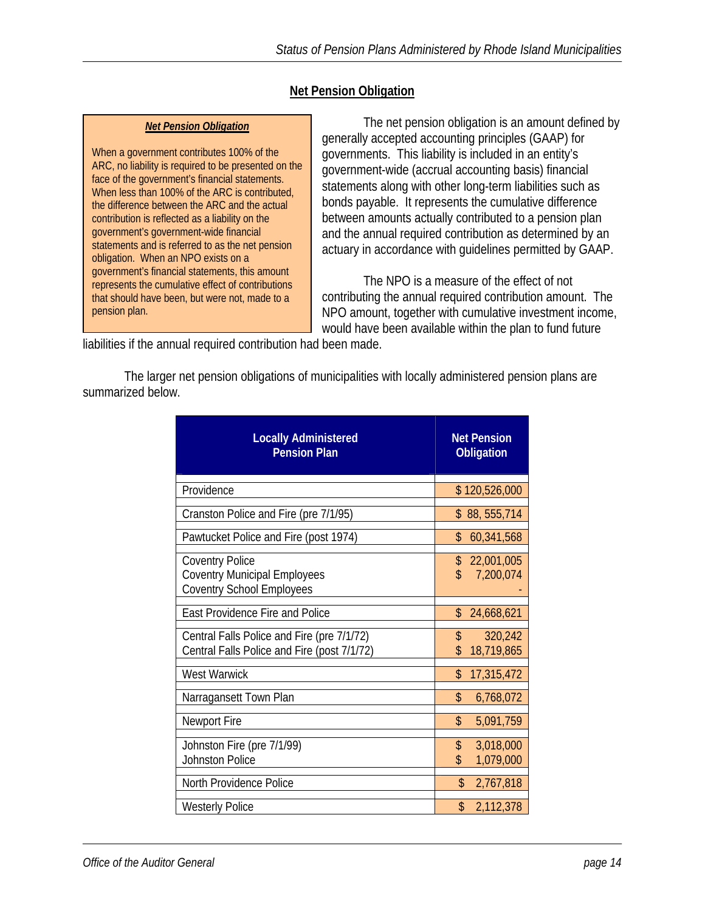## Net Pension Obligation

> ***Net Pension Obligation***
>
> When a government contributes 100% of the ARC, no liability is required to be presented on the face of the government's financial statements. When less than 100% of the ARC is contributed, the difference between the ARC and the actual contribution is reflected as a liability on the government's government-wide financial statements and is referred to as the net pension obligation. When an NPO exists on a government's financial statements, this amount represents the cumulative effect of contributions that should have been, but were not, made to a pension plan.

The net pension obligation is an amount defined by generally accepted accounting principles (GAAP) for governments. This liability is included in an entity's government-wide (accrual accounting basis) financial statements along with other long-term liabilities such as bonds payable. It represents the cumulative difference between amounts actually contributed to a pension plan and the annual required contribution as determined by an actuary in accordance with guidelines permitted by GAAP.

The NPO is a measure of the effect of not contributing the annual required contribution amount. The NPO amount, together with cumulative investment income, would have been available within the plan to fund future liabilities if the annual required contribution had been made.

The larger net pension obligations of municipalities with locally administered pension plans are summarized below.

| Locally Administered Pension Plan | Net Pension Obligation |
|---|---|
| Providence | $ 120,526,000 |
| Cranston Police and Fire (pre 7/1/95) | $ 88, 555,714 |
| Pawtucket Police and Fire (post 1974) | $ 60,341,568 |
| Coventry Police | $ 22,001,005 |
| Coventry Municipal Employees | $ 7,200,074 |
| Coventry School Employees | - |
| East Providence Fire and Police | $ 24,668,621 |
| Central Falls Police and Fire (pre 7/1/72) | $ 320,242 |
| Central Falls Police and Fire (post 7/1/72) | $ 18,719,865 |
| West Warwick | $ 17,315,472 |
| Narragansett Town Plan | $ 6,768,072 |
| Newport Fire | $ 5,091,759 |
| Johnston Fire (pre 7/1/99) | $ 3,018,000 |
| Johnston Police | $ 1,079,000 |
| North Providence Police | $ 2,767,818 |
| Westerly Police | $ 2,112,378 |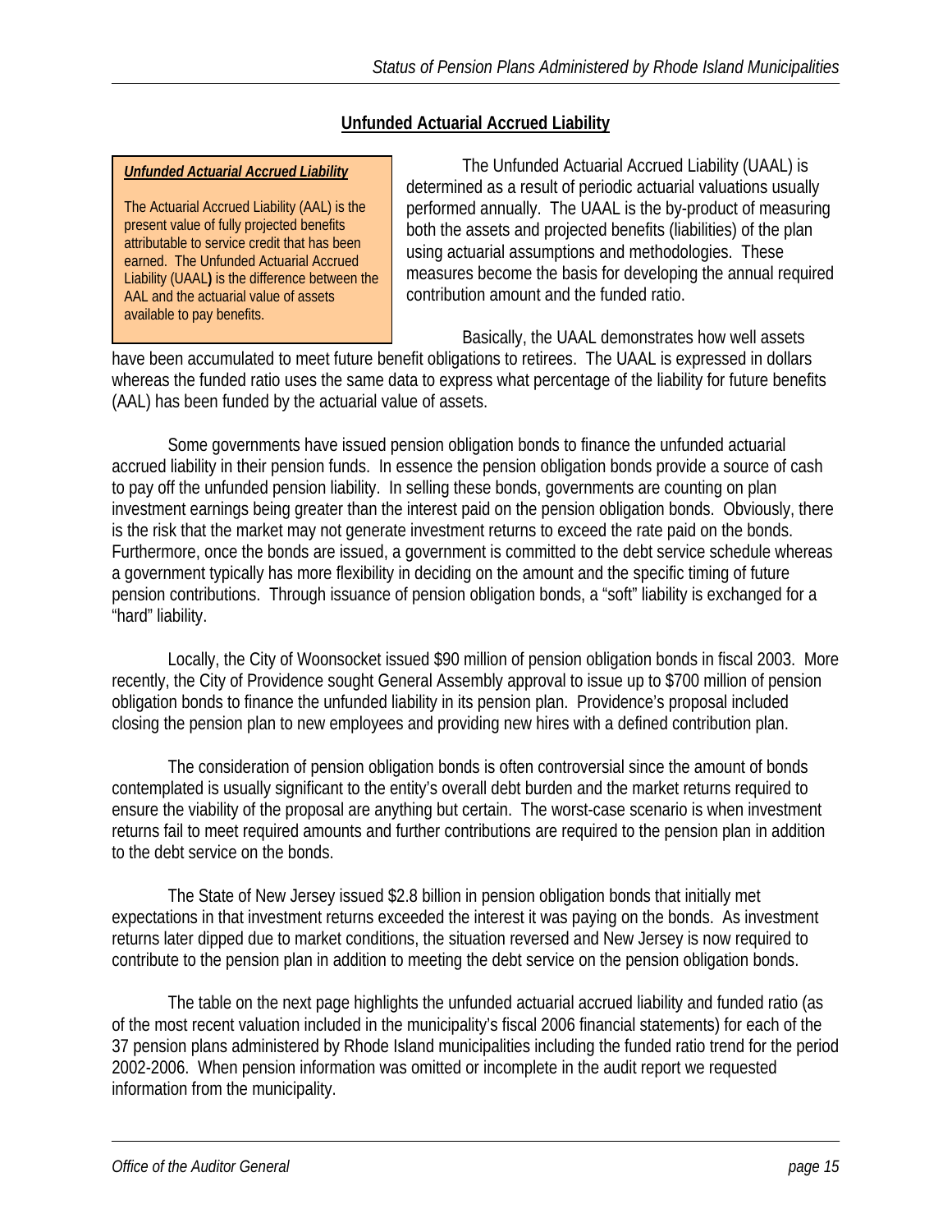## Unfundded Actuarial Accrued Liability

> ***Unfunded Actuarial Accrued Liability***
>
> The Actuarial Accrued Liability (AAL) is the present value of fully projected benefits attributable to service credit that has been earned. The Unfunded Actuarial Accrued Liability (UAAL**)** is the difference between the AAL and the actuarial value of assets available to pay benefits.

The Unfunded Actuarial Accrued Liability (UAAL) is determined as a result of periodic actuarial valuations usually performed annually. The UAAL is the by-product of measuring both the assets and projected benefits (liabilities) of the plan using actuarial assumptions and methodologies. These measures become the basis for developing the annual required contribution amount and the funded ratio.

Basically, the UAAL demonstrates how well assets have been accumulated to meet future benefit obligations to retirees. The UAAL is expressed in dollars whereas the funded ratio uses the same data to express what percentage of the liability for future benefits (AAL) has been funded by the actuarial value of assets.

Some governments have issued pension obligation bonds to finance the unfunded actuarial accrued liability in their pension funds. In essence the pension obligation bonds provide a source of cash to pay off the unfunded pension liability. In selling these bonds, governments are counting on plan investment earnings being greater than the interest paid on the pension obligation bonds. Obviously, there is the risk that the market may not generate investment returns to exceed the rate paid on the bonds. Furthermore, once the bonds are issued, a government is committed to the debt service schedule whereas a government typically has more flexibility in deciding on the amount and the specific timing of future pension contributions. Through issuance of pension obligation bonds, a "soft" liability is exchanged for a "hard" liability.

Locally, the City of Woonsocket issued $90 million of pension obligation bonds in fiscal 2003. More recently, the City of Providence sought General Assembly approval to issue up to $700 million of pension obligation bonds to finance the unfunded liability in its pension plan. Providence's proposal included closing the pension plan to new employees and providing new hires with a defined contribution plan.

The consideration of pension obligation bonds is often controversial since the amount of bonds contemplated is usually significant to the entity's overall debt burden and the market returns required to ensure the viability of the proposal are anything but certain. The worst-case scenario is when investment returns fail to meet required amounts and further contributions are required to the pension plan in addition to the debt service on the bonds.

The State of New Jersey issued $2.8 billion in pension obligation bonds that initially met expectations in that investment returns exceeded the interest it was paying on the bonds. As investment returns later dipped due to market conditions, the situation reversed and New Jersey is now required to contribute to the pension plan in addition to meeting the debt service on the pension obligation bonds.

The table on the next page highlights the unfunded actuarial accrued liability and funded ratio (as of the most recent valuation included in the municipality's fiscal 2006 financial statements) for each of the 37 pension plans administered by Rhode Island municipalities including the funded ratio trend for the period 2002-2006. When pension information was omitted or incomplete in the audit report we requested information from the municipality.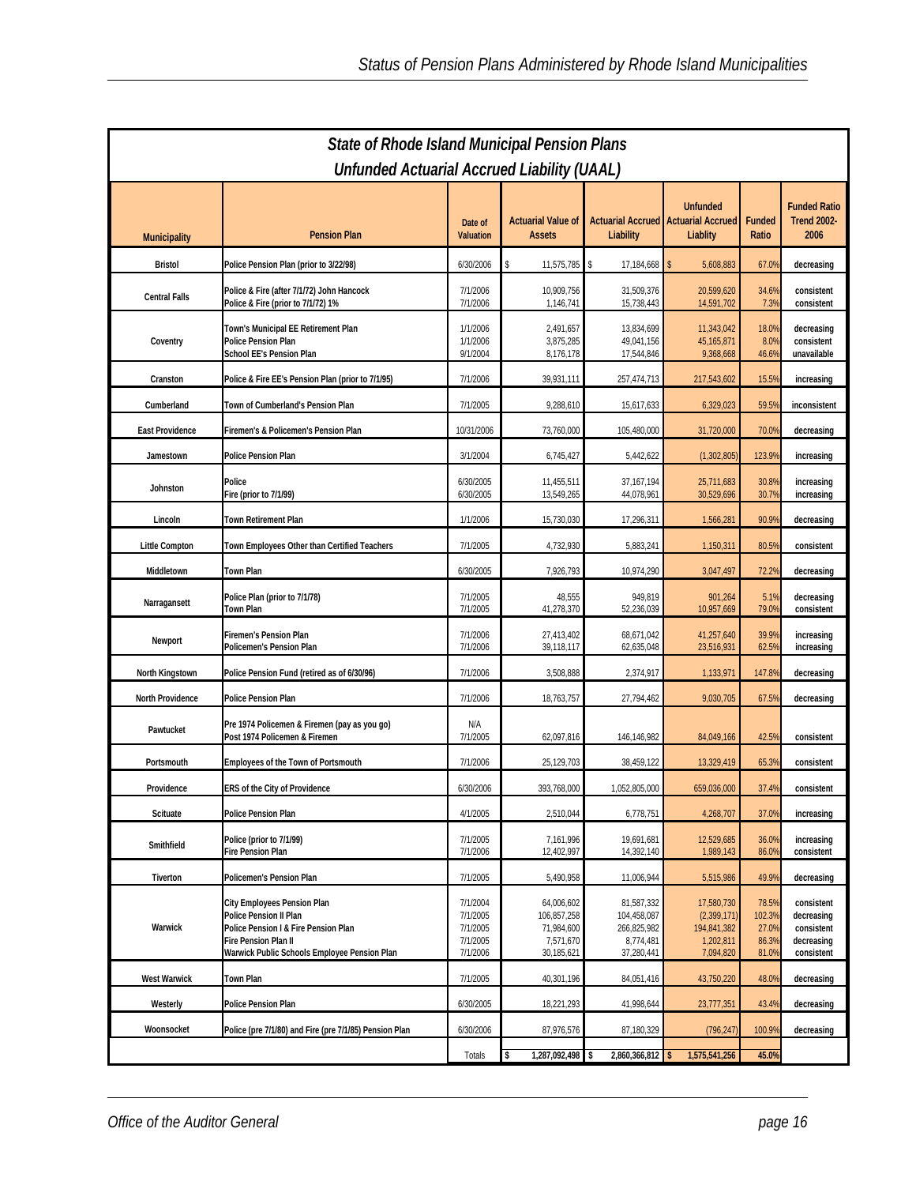## State of Rhode Island Municipal Pension Plans

### Unfunded Actuarial Accrued Liability (UAAL)

| Municipality | Pension Plan | Date of Valuation | Actuarial Value of Assets | Actuarial Accrued Liability | Unfunded Actuarial Accrued Liablity | Funded Ratio | Funded Ratio Trend 2002-2006 |
|---|---|---|---|---|---|---|---|
| Bristol | Police Pension Plan (prior to 3/22/98) | 6/30/2006 | $ 11,575,785 | $ 17,184,668 | $ 5,608,883 | 67.0% | decreasing |
| Central Falls | Police & Fire (after 7/1/72) John Hancock | 7/1/2006 | 10,909,756 | 31,509,376 | 20,599,620 | 34.6% | consistent |
| | Police & Fire (prior to 7/1/72) 1% | 7/1/2006 | 1,146,741 | 15,738,443 | 14,591,702 | 7.3% | consistent |
| Coventry | Town's Municipal EE Retirement Plan | 1/1/2006 | 2,491,657 | 13,834,699 | 11,343,042 | 18.0% | decreasing |
| | Police Pension Plan | 1/1/2006 | 3,875,285 | 49,041,156 | 45,165,871 | 8.0% | consistent |
| | School EE's Pension Plan | 9/1/2004 | 8,176,178 | 17,544,846 | 9,368,668 | 46.6% | unavailable |
| Cranston | Police & Fire EE's Pension Plan (prior to 7/1/95) | 7/1/2006 | 39,931,111 | 257,474,713 | 217,543,602 | 15.5% | increasing |
| Cumberland | Town of Cumberland's Pension Plan | 7/1/2005 | 9,288,610 | 15,617,633 | 6,329,023 | 59.5% | inconsistent |
| East Providence | Firemen's & Policemen's Pension Plan | 10/31/2006 | 73,760,000 | 105,480,000 | 31,720,000 | 70.0% | decreasing |
| Jamestown | Police Pension Plan | 3/1/2004 | 6,745,427 | 5,442,622 | (1,302,805) | 123.9% | increasing |
| Johnston | Police | 6/30/2005 | 11,455,511 | 37,167,194 | 25,711,683 | 30.8% | increasing |
| | Fire (prior to 7/1/99) | 6/30/2005 | 13,549,265 | 44,078,961 | 30,529,696 | 30.7% | increasing |
| Lincoln | Town Retirement Plan | 1/1/2006 | 15,730,030 | 17,296,311 | 1,566,281 | 90.9% | decreasing |
| Little Compton | Town Employees Other than Certified Teachers | 7/1/2005 | 4,732,930 | 5,883,241 | 1,150,311 | 80.5% | consistent |
| Middletown | Town Plan | 6/30/2005 | 7,926,793 | 10,974,290 | 3,047,497 | 72.2% | decreasing |
| Narragansett | Police Plan (prior to 7/1/78) | 7/1/2005 | 48,555 | 949,819 | 901,264 | 5.1% | decreasing |
| | Town Plan | 7/1/2005 | 41,278,370 | 52,236,039 | 10,957,669 | 79.0% | consistent |
| Newport | Firemen's Pension Plan | 7/1/2006 | 27,413,402 | 68,671,042 | 41,257,640 | 39.9% | increasing |
| | Policemen's Pension Plan | 7/1/2006 | 39,118,117 | 62,635,048 | 23,516,931 | 62.5% | increasing |
| North Kingstown | Police Pension Fund (retired as of 6/30/96) | 7/1/2006 | 3,508,888 | 2,374,917 | 1,133,971 | 147.8% | decreasing |
| North Providence | Police Pension Plan | 7/1/2006 | 18,763,757 | 27,794,462 | 9,030,705 | 67.5% | decreasing |
| Pawtucket | Pre 1974 Policemen & Firemen (pay as you go) | N/A | | | | | |
| | Post 1974 Policemen & Firemen | 7/1/2005 | 62,097,816 | 146,146,982 | 84,049,166 | 42.5% | consistent |
| Portsmouth | Employees of the Town of Portsmouth | 7/1/2006 | 25,129,703 | 38,459,122 | 13,329,419 | 65.3% | consistent |
| Providence | ERS of the City of Providence | 6/30/2006 | 393,768,000 | 1,052,805,000 | 659,036,000 | 37.4% | consistent |
| Scituate | Police Pension Plan | 4/1/2005 | 2,510,044 | 6,778,751 | 4,268,707 | 37.0% | increasing |
| Smithfield | Police (prior to 7/1/99) | 7/1/2005 | 7,161,996 | 19,691,681 | 12,529,685 | 36.0% | increasing |
| | Fire Pension Plan | 7/1/2006 | 12,402,997 | 14,392,140 | 1,989,143 | 86.0% | consistent |
| Tiverton | Policemen's Pension Plan | 7/1/2005 | 5,490,958 | 11,006,944 | 5,515,986 | 49.9% | decreasing |
| Warwick | City Employees Pension Plan | 7/1/2004 | 64,006,602 | 81,587,332 | 17,580,730 | 78.5% | consistent |
| | Police Pension II Plan | 7/1/2005 | 106,857,258 | 104,458,087 | (2,399,171) | 102.3% | decreasing |
| | Police Pension I & Fire Pension Plan | 7/1/2005 | 71,984,600 | 266,825,982 | 194,841,382 | 27.0% | consistent |
| | Fire Pension Plan II | 7/1/2005 | 7,571,670 | 8,774,481 | 1,202,811 | 86.3% | decreasing |
| | Warwick Public Schools Employee Pension Plan | 7/1/2006 | 30,185,621 | 37,280,441 | 7,094,820 | 81.0% | consistent |
| West Warwick | Town Plan | 7/1/2005 | 40,301,196 | 84,051,416 | 43,750,220 | 48.0% | decreasing |
| Westerly | Police Pension Plan | 6/30/2005 | 18,221,293 | 41,998,644 | 23,777,351 | 43.4% | decreasing |
| Woonsocket | Police (pre 7/1/80) and Fire (pre 7/1/85) Pension Plan | 6/30/2006 | 87,976,576 | 87,180,329 | (796,247) | 100.9% | decreasing |
| | | Totals | $ 1,287,092,498 | $ 2,860,366,812 | $ 1,575,541,256 | 45.0% | |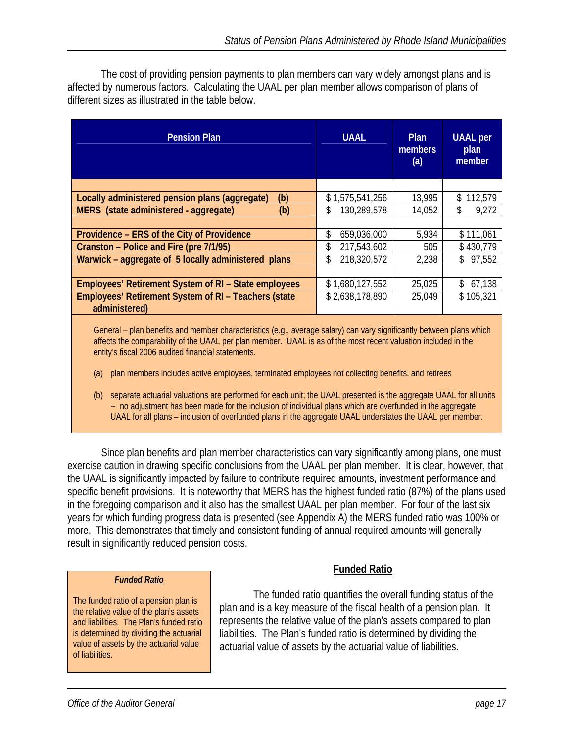The cost of providing pension payments to plan members can vary widely amongst plans and is affected by numerous factors. Calculating the UAAL per plan member allows comparison of plans of different sizes as illustrated in the table below.

| Pension Plan | UAAL | Plan members (a) | UAAL per plan member |
|---|---|---|---|
| | | | |
| **Locally administered pension plans (aggregate) (b)** | $ 1,575,541,256 | 13,995 | $ 112,579 |
| **MERS (state administered - aggregate) (b)** | $ 130,289,578 | 14,052 | $ 9,272 |
| | | | |
| **Providence – ERS of the City of Providence** | $ 659,036,000 | 5,934 | $ 111,061 |
| **Cranston – Police and Fire (pre 7/1/95)** | $ 217,543,602 | 505 | $ 430,779 |
| **Warwick – aggregate of 5 locally administered plans** | $ 218,320,572 | 2,238 | $ 97,552 |
| | | | |
| **Employees' Retirement System of RI – State employees** | $ 1,680,127,552 | 25,025 | $ 67,138 |
| **Employees' Retirement System of RI – Teachers (state administered)** | $ 2,638,178,890 | 25,049 | $ 105,321 |

General – plan benefits and member characteristics (e.g., average salary) can vary significantly between plans which affects the comparability of the UAAL per plan member. UAAL is as of the most recent valuation included in the entity's fiscal 2006 audited financial statements.

(a) plan members includes active employees, terminated employees not collecting benefits, and retirees

(b) separate actuarial valuations are performed for each unit; the UAAL presented is the aggregate UAAL for all units -- no adjustment has been made for the inclusion of individual plans which are overfunded in the aggregate UAAL for all plans – inclusion of overfunded plans in the aggregate UAAL understates the UAAL per member.

Since plan benefits and plan member characteristics can vary significantly among plans, one must exercise caution in drawing specific conclusions from the UAAL per plan member. It is clear, however, that the UAAL is significantly impacted by failure to contribute required amounts, investment performance and specific benefit provisions. It is noteworthy that MERS has the highest funded ratio (87%) of the plans used in the foregoing comparison and it also has the smallest UAAL per plan member. For four of the last six years for which funding progress data is presented (see Appendix A) the MERS funded ratio was 100% or more. This demonstrates that timely and consistent funding of annual required amounts will generally result in significantly reduced pension costs.

> ***Funded Ratio***
>
> The funded ratio of a pension plan is the relative value of the plan's assets and liabilities. The Plan's funded ratio is determined by dividing the actuarial value of assets by the actuarial value of liabilities.

## Funded Ratio

The funded ratio quantifies the overall funding status of the plan and is a key measure of the fiscal health of a pension plan. It represents the relative value of the plan's assets compared to plan liabilities. The Plan's funded ratio is determined by dividing the actuarial value of assets by the actuarial value of liabilities.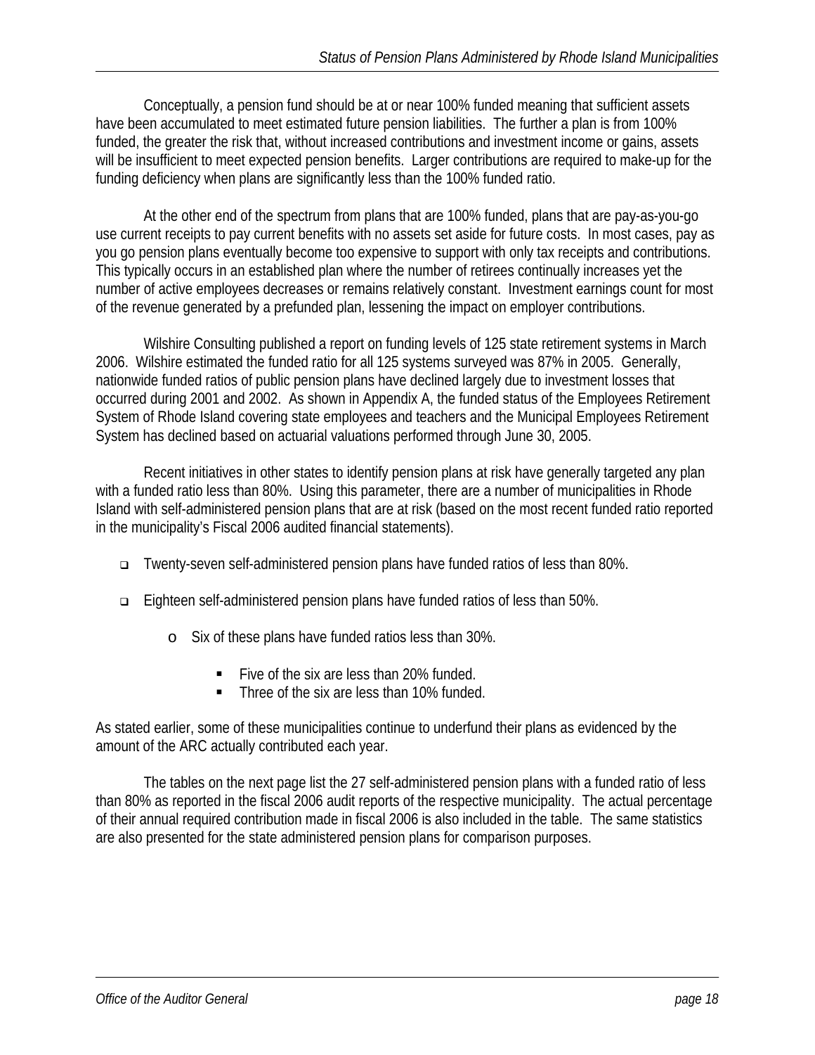Conceptually, a pension fund should be at or near 100% funded meaning that sufficient assets have been accumulated to meet estimated future pension liabilities. The further a plan is from 100% funded, the greater the risk that, without increased contributions and investment income or gains, assets will be insufficient to meet expected pension benefits. Larger contributions are required to make-up for the funding deficiency when plans are significantly less than the 100% funded ratio.

At the other end of the spectrum from plans that are 100% funded, plans that are pay-as-you-go use current receipts to pay current benefits with no assets set aside for future costs. In most cases, pay as you go pension plans eventually become too expensive to support with only tax receipts and contributions. This typically occurs in an established plan where the number of retirees continually increases yet the number of active employees decreases or remains relatively constant. Investment earnings count for most of the revenue generated by a prefunded plan, lessening the impact on employer contributions.

Wilshire Consulting published a report on funding levels of 125 state retirement systems in March 2006. Wilshire estimated the funded ratio for all 125 systems surveyed was 87% in 2005. Generally, nationwide funded ratios of public pension plans have declined largely due to investment losses that occurred during 2001 and 2002. As shown in Appendix A, the funded status of the Employees Retirement System of Rhode Island covering state employees and teachers and the Municipal Employees Retirement System has declined based on actuarial valuations performed through June 30, 2005.

Recent initiatives in other states to identify pension plans at risk have generally targeted any plan with a funded ratio less than 80%. Using this parameter, there are a number of municipalities in Rhode Island with self-administered pension plans that are at risk (based on the most recent funded ratio reported in the municipality's Fiscal 2006 audited financial statements).

- Twenty-seven self-administered pension plans have funded ratios of less than 80%.
- Eighteen self-administered pension plans have funded ratios of less than 50%.
  - Six of these plans have funded ratios less than 30%.
    - Five of the six are less than 20% funded.
    - Three of the six are less than 10% funded.

As stated earlier, some of these municipalities continue to underfund their plans as evidenced by the amount of the ARC actually contributed each year.

The tables on the next page list the 27 self-administered pension plans with a funded ratio of less than 80% as reported in the fiscal 2006 audit reports of the respective municipality. The actual percentage of their annual required contribution made in fiscal 2006 is also included in the table. The same statistics are also presented for the state administered pension plans for comparison purposes.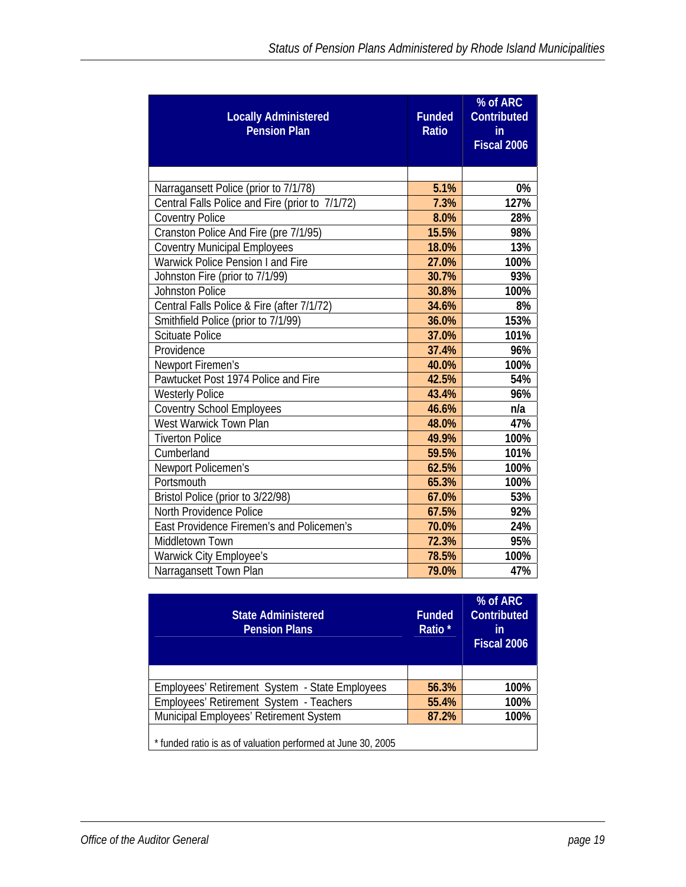| Locally Administered Pension Plan | Funded Ratio | % of ARC Contributed in Fiscal 2006 |
|---|---|---|
| Narragansett Police (prior to 7/1/78) | 5.1% | 0% |
| Central Falls Police and Fire (prior to 7/1/72) | 7.3% | 127% |
| Coventry Police | 8.0% | 28% |
| Cranston Police And Fire (pre 7/1/95) | 15.5% | 98% |
| Coventry Municipal Employees | 18.0% | 13% |
| Warwick Police Pension I and Fire | 27.0% | 100% |
| Johnston Fire (prior to 7/1/99) | 30.7% | 93% |
| Johnston Police | 30.8% | 100% |
| Central Falls Police & Fire (after 7/1/72) | 34.6% | 8% |
| Smithfield Police (prior to 7/1/99) | 36.0% | 153% |
| Scituate Police | 37.0% | 101% |
| Providence | 37.4% | 96% |
| Newport Firemen's | 40.0% | 100% |
| Pawtucket Post 1974 Police and Fire | 42.5% | 54% |
| Westerly Police | 43.4% | 96% |
| Coventry School Employees | 46.6% | n/a |
| West Warwick Town Plan | 48.0% | 47% |
| Tiverton Police | 49.9% | 100% |
| Cumberland | 59.5% | 101% |
| Newport Policemen's | 62.5% | 100% |
| Portsmouth | 65.3% | 100% |
| Bristol Police (prior to 3/22/98) | 67.0% | 53% |
| North Providence Police | 67.5% | 92% |
| East Providence Firemen's and Policemen's | 70.0% | 24% |
| Middletown Town | 72.3% | 95% |
| Warwick City Employee's | 78.5% | 100% |
| Narragansett Town Plan | 79.0% | 47% |

| State Administered Pension Plans | Funded Ratio * | % of ARC Contributed in Fiscal 2006 |
|---|---|---|
| Employees' Retirement System - State Employees | 56.3% | 100% |
| Employees' Retirement System - Teachers | 55.4% | 100% |
| Municipal Employees' Retirement System | 87.2% | 100% |

* funded ratio is as of valuation performed at June 30, 2005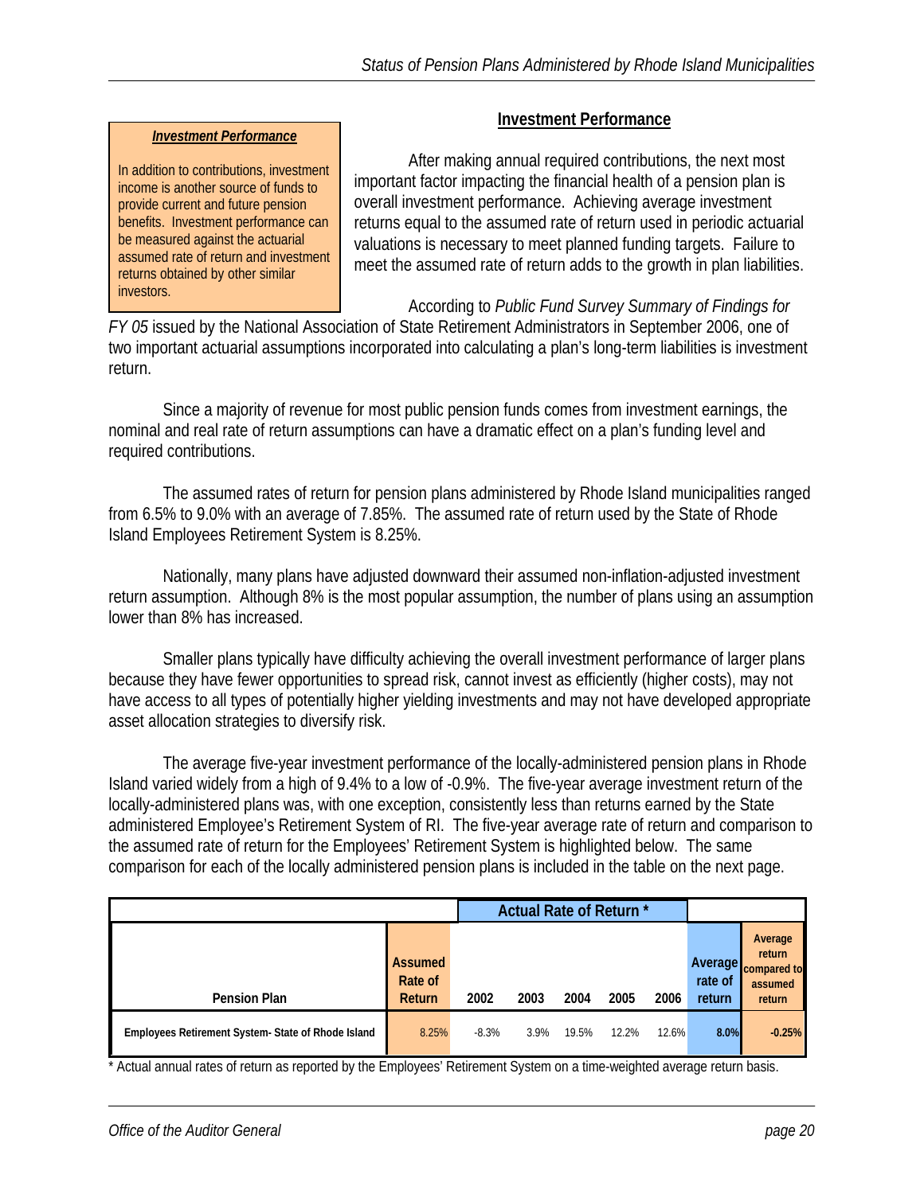> ***Investment Performance***
>
> In addition to contributions, investment income is another source of funds to provide current and future pension benefits. Investment performance can be measured against the actuarial assumed rate of return and investment returns obtained by other similar investors.

## Investment Performance

After making annual required contributions, the next most important factor impacting the financial health of a pension plan is overall investment performance. Achieving average investment returns equal to the assumed rate of return used in periodic actuarial valuations is necessary to meet planned funding targets. Failure to meet the assumed rate of return adds to the growth in plan liabilities.

According to *Public Fund Survey Summary of Findings for FY 05* issued by the National Association of State Retirement Administrators in September 2006, one of two important actuarial assumptions incorporated into calculating a plan's long-term liabilities is investment return.

Since a majority of revenue for most public pension funds comes from investment earnings, the nominal and real rate of return assumptions can have a dramatic effect on a plan's funding level and required contributions.

The assumed rates of return for pension plans administered by Rhode Island municipalities ranged from 6.5% to 9.0% with an average of 7.85%. The assumed rate of return used by the State of Rhode Island Employees Retirement System is 8.25%.

Nationally, many plans have adjusted downward their assumed non-inflation-adjusted investment return assumption. Although 8% is the most popular assumption, the number of plans using an assumption lower than 8% has increased.

Smaller plans typically have difficulty achieving the overall investment performance of larger plans because they have fewer opportunities to spread risk, cannot invest as efficiently (higher costs), may not have access to all types of potentially higher yielding investments and may not have developed appropriate asset allocation strategies to diversify risk.

The average five-year investment performance of the locally-administered pension plans in Rhode Island varied widely from a high of 9.4% to a low of -0.9%. The five-year average investment return of the locally-administered plans was, with one exception, consistently less than returns earned by the State administered Employee's Retirement System of RI. The five-year average rate of return and comparison to the assumed rate of return for the Employees' Retirement System is highlighted below. The same comparison for each of the locally administered pension plans is included in the table on the next page.

| | | Actual Rate of Return * | | | | | | |
|---|---|---|---|---|---|---|---|---|
| **Pension Plan** | **Assumed Rate of Return** | **2002** | **2003** | **2004** | **2005** | **2006** | **Average rate of return** | **Average return compared to assumed return** |
| **Employees Retirement System- State of Rhode Island** | 8.25% | -8.3% | 3.9% | 19.5% | 12.2% | 12.6% | **8.0%** | **-0.25%** |

\* Actual annual rates of return as reported by the Employees' Retirement System on a time-weighted average return basis.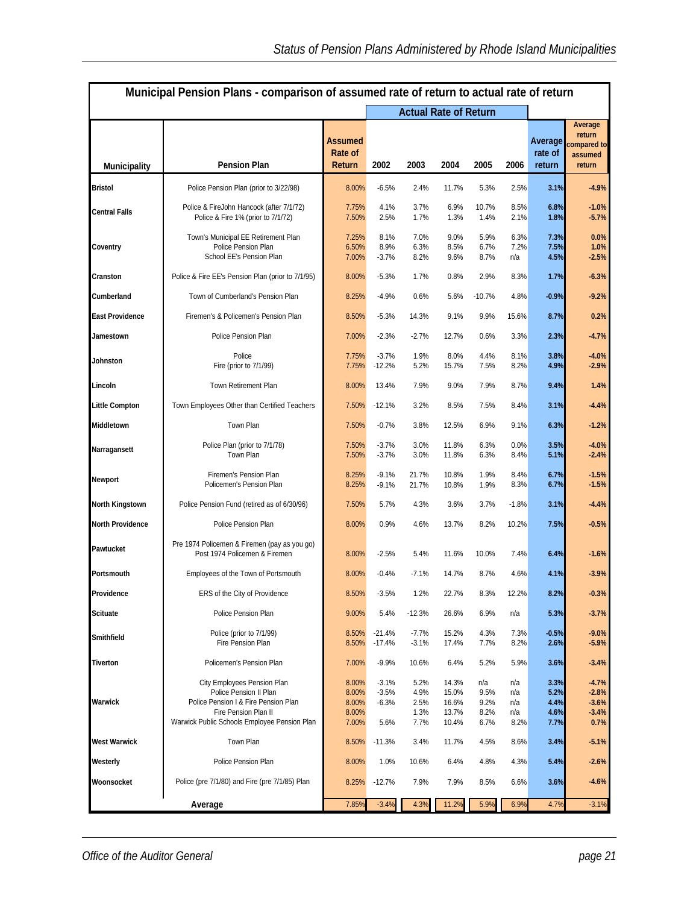## Municipal Pension Plans - comparison of assumed rate of return to actual rate of return

| Municipality | Pension Plan | Assumed Rate of Return | Actual Rate of Return 2002 | 2003 | 2004 | 2005 | 2006 | Average rate of return | Average return compared to assumed return |
|---|---|---|---|---|---|---|---|---|---|
| Bristol | Police Pension Plan (prior to 3/22/98) | 8.00% | -6.5% | 2.4% | 11.7% | 5.3% | 2.5% | 3.1% | -4.9% |
| Central Falls | Police & FireJohn Hancock (after 7/1/72) | 7.75% | 4.1% | 3.7% | 6.9% | 10.7% | 8.5% | 6.8% | -1.0% |
| | Police & Fire 1% (prior to 7/1/72) | 7.50% | 2.5% | 1.7% | 1.3% | 1.4% | 2.1% | 1.8% | -5.7% |
| Coventry | Town's Municipal EE Retirement Plan | 7.25% | 8.1% | 7.0% | 9.0% | 5.9% | 6.3% | 7.3% | 0.0% |
| | Police Pension Plan | 6.50% | 8.9% | 6.3% | 8.5% | 6.7% | 7.2% | 7.5% | 1.0% |
| | School EE's Pension Plan | 7.00% | -3.7% | 8.2% | 9.6% | 8.7% | n/a | 4.5% | -2.5% |
| Cranston | Police & Fire EE's Pension Plan (prior to 7/1/95) | 8.00% | -5.3% | 1.7% | 0.8% | 2.9% | 8.3% | 1.7% | -6.3% |
| Cumberland | Town of Cumberland's Pension Plan | 8.25% | -4.9% | 0.6% | 5.6% | -10.7% | 4.8% | -0.9% | -9.2% |
| East Providence | Firemen's & Policemen's Pension Plan | 8.50% | -5.3% | 14.3% | 9.1% | 9.9% | 15.6% | 8.7% | 0.2% |
| Jamestown | Police Pension Plan | 7.00% | -2.3% | -2.7% | 12.7% | 0.6% | 3.3% | 2.3% | -4.7% |
| Johnston | Police | 7.75% | -3.7% | 1.9% | 8.0% | 4.4% | 8.1% | 3.8% | -4.0% |
| | Fire (prior to 7/1/99) | 7.75% | -12.2% | 5.2% | 15.7% | 7.5% | 8.2% | 4.9% | -2.9% |
| Lincoln | Town Retirement Plan | 8.00% | 13.4% | 7.9% | 9.0% | 7.9% | 8.7% | 9.4% | 1.4% |
| Little Compton | Town Employees Other than Certified Teachers | 7.50% | -12.1% | 3.2% | 8.5% | 7.5% | 8.4% | 3.1% | -4.4% |
| Middletown | Town Plan | 7.50% | -0.7% | 3.8% | 12.5% | 6.9% | 9.1% | 6.3% | -1.2% |
| Narragansett | Police Plan (prior to 7/1/78) | 7.50% | -3.7% | 3.0% | 11.8% | 6.3% | 0.0% | 3.5% | -4.0% |
| | Town Plan | 7.50% | -3.7% | 3.0% | 11.8% | 6.3% | 8.4% | 5.1% | -2.4% |
| Newport | Firemen's Pension Plan | 8.25% | -9.1% | 21.7% | 10.8% | 1.9% | 8.4% | 6.7% | -1.5% |
| | Policemen's Pension Plan | 8.25% | -9.1% | 21.7% | 10.8% | 1.9% | 8.3% | 6.7% | -1.5% |
| North Kingstown | Police Pension Fund (retired as of 6/30/96) | 7.50% | 5.7% | 4.3% | 3.6% | 3.7% | -1.8% | 3.1% | -4.4% |
| North Providence | Police Pension Plan | 8.00% | 0.9% | 4.6% | 13.7% | 8.2% | 10.2% | 7.5% | -0.5% |
| Pawtucket | Pre 1974 Policemen & Firemen (pay as you go) | | | | | | | | |
| | Post 1974 Policemen & Firemen | 8.00% | -2.5% | 5.4% | 11.6% | 10.0% | 7.4% | 6.4% | -1.6% |
| Portsmouth | Employees of the Town of Portsmouth | 8.00% | -0.4% | -7.1% | 14.7% | 8.7% | 4.6% | 4.1% | -3.9% |
| Providence | ERS of the City of Providence | 8.50% | -3.5% | 1.2% | 22.7% | 8.3% | 12.2% | 8.2% | -0.3% |
| Scituate | Police Pension Plan | 9.00% | 5.4% | -12.3% | 26.6% | 6.9% | n/a | 5.3% | -3.7% |
| Smithfield | Police (prior to 7/1/99) | 8.50% | -21.4% | -7.7% | 15.2% | 4.3% | 7.3% | -0.5% | -9.0% |
| | Fire Pension Plan | 8.50% | -17.4% | -3.1% | 17.4% | 7.7% | 8.2% | 2.6% | -5.9% |
| Tiverton | Policemen's Pension Plan | 7.00% | -9.9% | 10.6% | 6.4% | 5.2% | 5.9% | 3.6% | -3.4% |
| Warwick | City Employees Pension Plan | 8.00% | -3.1% | 5.2% | 14.3% | n/a | n/a | 3.3% | -4.7% |
| | Police Pension II Plan | 8.00% | -3.5% | 4.9% | 15.0% | 9.5% | n/a | 5.2% | -2.8% |
| | Police Pension I & Fire Pension Plan | 8.00% | -6.3% | 2.5% | 16.6% | 9.2% | n/a | 4.4% | -3.6% |
| | Fire Pension Plan II | 8.00% | | 1.3% | 13.7% | 8.2% | n/a | 4.6% | -3.4% |
| | Warwick Public Schools Employee Pension Plan | 7.00% | 5.6% | 7.7% | 10.4% | 6.7% | 8.2% | 7.7% | 0.7% |
| West Warwick | Town Plan | 8.50% | -11.3% | 3.4% | 11.7% | 4.5% | 8.6% | 3.4% | -5.1% |
| Westerly | Police Pension Plan | 8.00% | 1.0% | 10.6% | 6.4% | 4.8% | 4.3% | 5.4% | -2.6% |
| Woonsocket | Police (pre 7/1/80) and Fire (pre 7/1/85) Plan | 8.25% | -12.7% | 7.9% | 7.9% | 8.5% | 6.6% | 3.6% | -4.6% |
| **Average** | | 7.85% | -3.4% | 4.3% | 11.2% | 5.9% | 6.9% | 4.7% | -3.1% |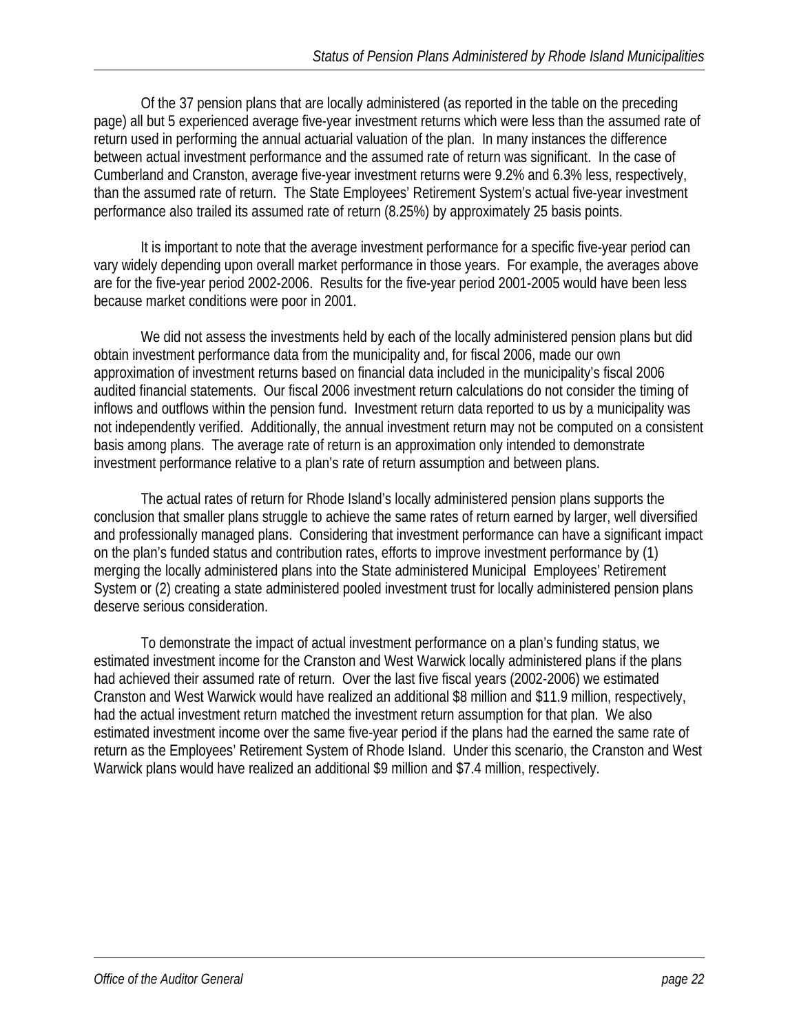Of the 37 pension plans that are locally administered (as reported in the table on the preceding page) all but 5 experienced average five-year investment returns which were less than the assumed rate of return used in performing the annual actuarial valuation of the plan. In many instances the difference between actual investment performance and the assumed rate of return was significant. In the case of Cumberland and Cranston, average five-year investment returns were 9.2% and 6.3% less, respectively, than the assumed rate of return. The State Employees' Retirement System's actual five-year investment performance also trailed its assumed rate of return (8.25%) by approximately 25 basis points.

It is important to note that the average investment performance for a specific five-year period can vary widely depending upon overall market performance in those years. For example, the averages above are for the five-year period 2002-2006. Results for the five-year period 2001-2005 would have been less because market conditions were poor in 2001.

We did not assess the investments held by each of the locally administered pension plans but did obtain investment performance data from the municipality and, for fiscal 2006, made our own approximation of investment returns based on financial data included in the municipality's fiscal 2006 audited financial statements. Our fiscal 2006 investment return calculations do not consider the timing of inflows and outflows within the pension fund. Investment return data reported to us by a municipality was not independently verified. Additionally, the annual investment return may not be computed on a consistent basis among plans. The average rate of return is an approximation only intended to demonstrate investment performance relative to a plan's rate of return assumption and between plans.

The actual rates of return for Rhode Island's locally administered pension plans supports the conclusion that smaller plans struggle to achieve the same rates of return earned by larger, well diversified and professionally managed plans. Considering that investment performance can have a significant impact on the plan's funded status and contribution rates, efforts to improve investment performance by (1) merging the locally administered plans into the State administered Municipal Employees' Retirement System or (2) creating a state administered pooled investment trust for locally administered pension plans deserve serious consideration.

To demonstrate the impact of actual investment performance on a plan's funding status, we estimated investment income for the Cranston and West Warwick locally administered plans if the plans had achieved their assumed rate of return. Over the last five fiscal years (2002-2006) we estimated Cranston and West Warwick would have realized an additional $8 million and $11.9 million, respectively, had the actual investment return matched the investment return assumption for that plan. We also estimated investment income over the same five-year period if the plans had the earned the same rate of return as the Employees' Retirement System of Rhode Island. Under this scenario, the Cranston and West Warwick plans would have realized an additional $9 million and $7.4 million, respectively.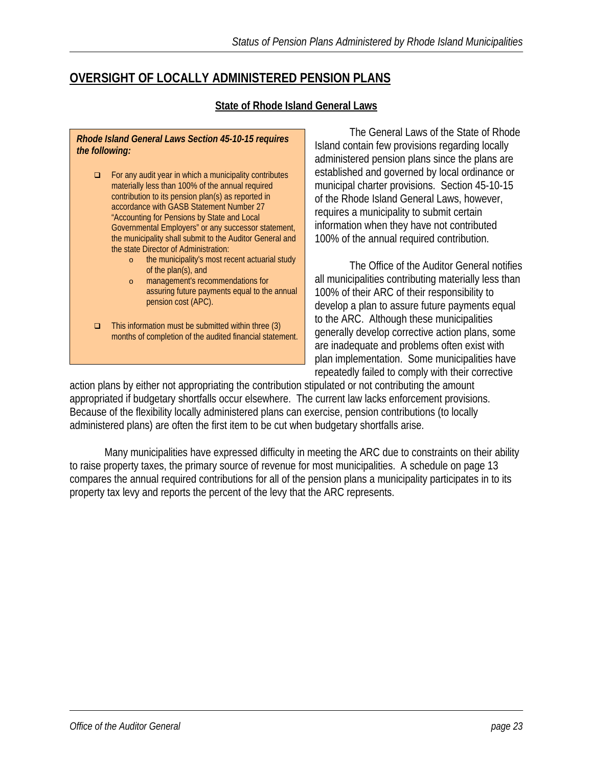## OVERSIGHT OF LOCALLY ADMINISTERED PENSION PLANS

### State of Rhode Island General Laws

> ***Rhode Island General Laws Section 45-10-15 requires the following:***
>
> - For any audit year in which a municipality contributes materially less than 100% of the annual required contribution to its pension plan(s) as reported in accordance with GASB Statement Number 27 "Accounting for Pensions by State and Local Governmental Employers" or any successor statement, the municipality shall submit to the Auditor General and the state Director of Administration:
>     - the municipality's most recent actuarial study of the plan(s), and
>     - management's recommendations for assuring future payments equal to the annual pension cost (APC).
> - This information must be submitted within three (3) months of completion of the audited financial statement.

The General Laws of the State of Rhode Island contain few provisions regarding locally administered pension plans since the plans are established and governed by local ordinance or municipal charter provisions. Section 45-10-15 of the Rhode Island General Laws, however, requires a municipality to submit certain information when they have not contributed 100% of the annual required contribution.

The Office of the Auditor General notifies all municipalities contributing materially less than 100% of their ARC of their responsibility to develop a plan to assure future payments equal to the ARC. Although these municipalities generally develop corrective action plans, some are inadequate and problems often exist with plan implementation. Some municipalities have repeatedly failed to comply with their corrective action plans by either not appropriating the contribution stipulated or not contributing the amount appropriated if budgetary shortfalls occur elsewhere. The current law lacks enforcement provisions. Because of the flexibility locally administered plans can exercise, pension contributions (to locally administered plans) are often the first item to be cut when budgetary shortfalls arise.

Many municipalities have expressed difficulty in meeting the ARC due to constraints on their ability to raise property taxes, the primary source of revenue for most municipalities. A schedule on page 13 compares the annual required contributions for all of the pension plans a municipality participates in to its property tax levy and reports the percent of the levy that the ARC represents.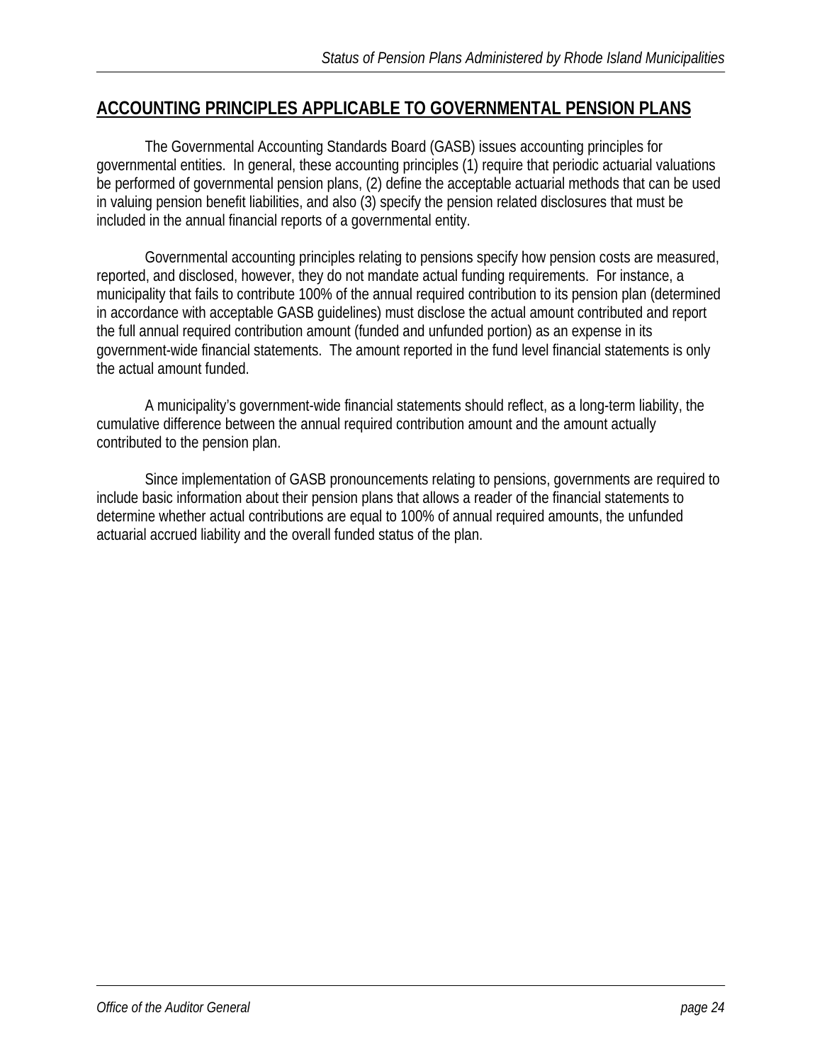## ACCOUNTING PRINCIPLES APPLICABLE TO GOVERNMENTAL PENSION PLANS

The Governmental Accounting Standards Board (GASB) issues accounting principles for governmental entities. In general, these accounting principles (1) require that periodic actuarial valuations be performed of governmental pension plans, (2) define the acceptable actuarial methods that can be used in valuing pension benefit liabilities, and also (3) specify the pension related disclosures that must be included in the annual financial reports of a governmental entity.

Governmental accounting principles relating to pensions specify how pension costs are measured, reported, and disclosed, however, they do not mandate actual funding requirements. For instance, a municipality that fails to contribute 100% of the annual required contribution to its pension plan (determined in accordance with acceptable GASB guidelines) must disclose the actual amount contributed and report the full annual required contribution amount (funded and unfunded portion) as an expense in its government-wide financial statements. The amount reported in the fund level financial statements is only the actual amount funded.

A municipality's government-wide financial statements should reflect, as a long-term liability, the cumulative difference between the annual required contribution amount and the amount actually contributed to the pension plan.

Since implementation of GASB pronouncements relating to pensions, governments are required to include basic information about their pension plans that allows a reader of the financial statements to determine whether actual contributions are equal to 100% of annual required amounts, the unfunded actuarial accrued liability and the overall funded status of the plan.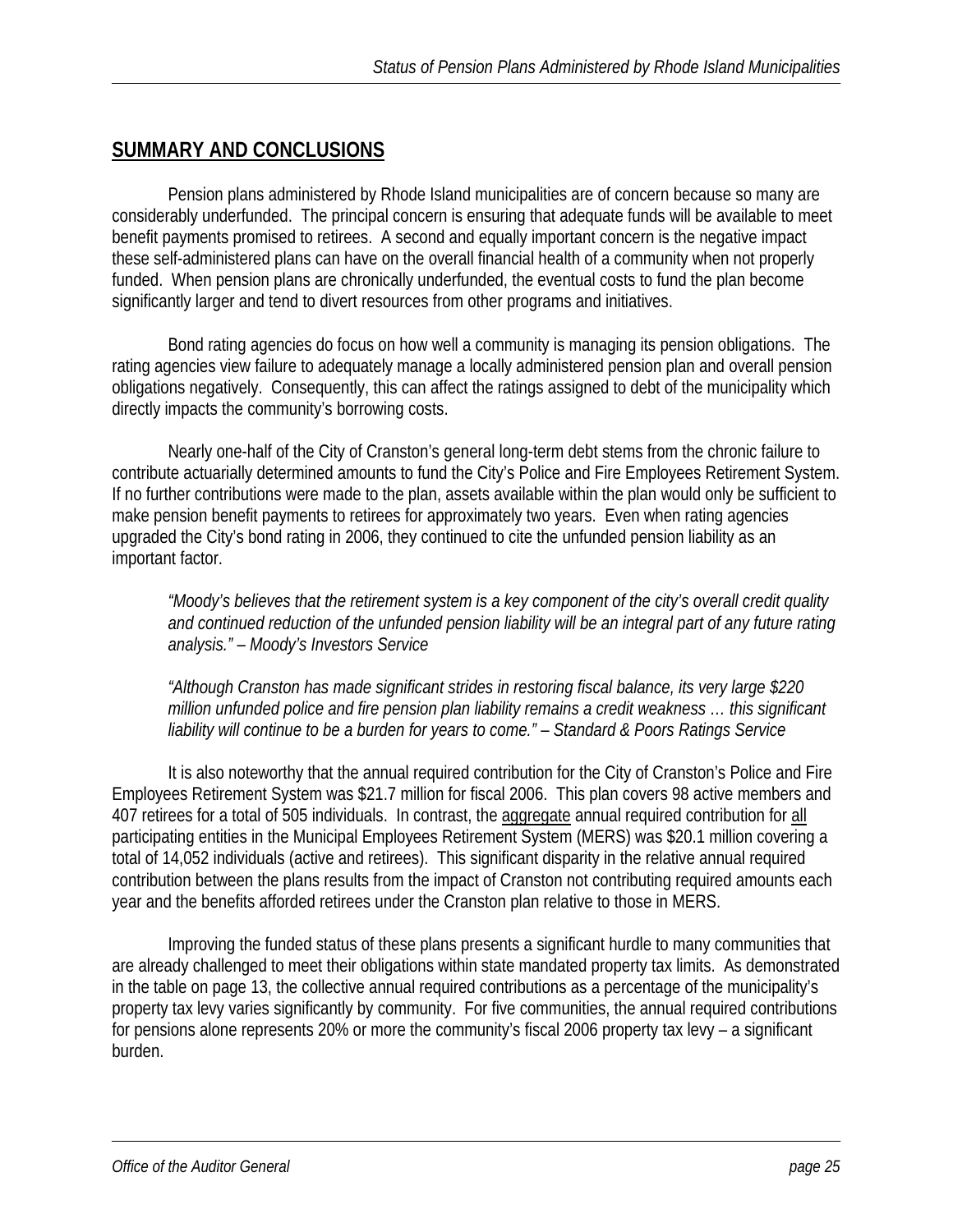## SUMMARY AND CONCLUSIONS

Pension plans administered by Rhode Island municipalities are of concern because so many are considerably underfunded. The principal concern is ensuring that adequate funds will be available to meet benefit payments promised to retirees. A second and equally important concern is the negative impact these self-administered plans can have on the overall financial health of a community when not properly funded. When pension plans are chronically underfunded, the eventual costs to fund the plan become significantly larger and tend to divert resources from other programs and initiatives.

Bond rating agencies do focus on how well a community is managing its pension obligations. The rating agencies view failure to adequately manage a locally administered pension plan and overall pension obligations negatively. Consequently, this can affect the ratings assigned to debt of the municipality which directly impacts the community's borrowing costs.

Nearly one-half of the City of Cranston's general long-term debt stems from the chronic failure to contribute actuarially determined amounts to fund the City's Police and Fire Employees Retirement System. If no further contributions were made to the plan, assets available within the plan would only be sufficient to make pension benefit payments to retirees for approximately two years. Even when rating agencies upgraded the City's bond rating in 2006, they continued to cite the unfunded pension liability as an important factor.

> *"Moody's believes that the retirement system is a key component of the city's overall credit quality and continued reduction of the unfunded pension liability will be an integral part of any future rating analysis." – Moody's Investors Service*

> *"Although Cranston has made significant strides in restoring fiscal balance, its very large $220 million unfunded police and fire pension plan liability remains a credit weakness … this significant liability will continue to be a burden for years to come." – Standard & Poors Ratings Service*

It is also noteworthy that the annual required contribution for the City of Cranston's Police and Fire Employees Retirement System was $21.7 million for fiscal 2006. This plan covers 98 active members and 407 retirees for a total of 505 individuals. In contrast, the <u>aggregate</u> annual required contribution for <u>all</u> participating entities in the Municipal Employees Retirement System (MERS) was $20.1 million covering a total of 14,052 individuals (active and retirees). This significant disparity in the relative annual required contribution between the plans results from the impact of Cranston not contributing required amounts each year and the benefits afforded retirees under the Cranston plan relative to those in MERS.

Improving the funded status of these plans presents a significant hurdle to many communities that are already challenged to meet their obligations within state mandated property tax limits. As demonstrated in the table on page 13, the collective annual required contributions as a percentage of the municipality's property tax levy varies significantly by community. For five communities, the annual required contributions for pensions alone represents 20% or more the community's fiscal 2006 property tax levy – a significant burden.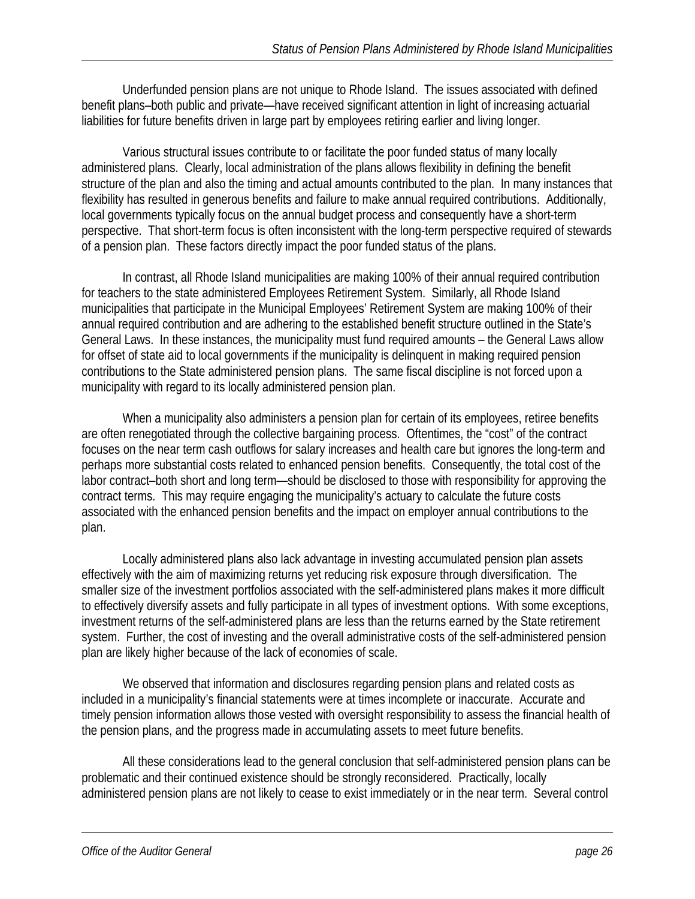Underfunded pension plans are not unique to Rhode Island. The issues associated with defined benefit plans–both public and private—have received significant attention in light of increasing actuarial liabilities for future benefits driven in large part by employees retiring earlier and living longer.

Various structural issues contribute to or facilitate the poor funded status of many locally administered plans. Clearly, local administration of the plans allows flexibility in defining the benefit structure of the plan and also the timing and actual amounts contributed to the plan. In many instances that flexibility has resulted in generous benefits and failure to make annual required contributions. Additionally, local governments typically focus on the annual budget process and consequently have a short-term perspective. That short-term focus is often inconsistent with the long-term perspective required of stewards of a pension plan. These factors directly impact the poor funded status of the plans.

In contrast, all Rhode Island municipalities are making 100% of their annual required contribution for teachers to the state administered Employees Retirement System. Similarly, all Rhode Island municipalities that participate in the Municipal Employees' Retirement System are making 100% of their annual required contribution and are adhering to the established benefit structure outlined in the State's General Laws. In these instances, the municipality must fund required amounts – the General Laws allow for offset of state aid to local governments if the municipality is delinquent in making required pension contributions to the State administered pension plans. The same fiscal discipline is not forced upon a municipality with regard to its locally administered pension plan.

When a municipality also administers a pension plan for certain of its employees, retiree benefits are often renegotiated through the collective bargaining process. Oftentimes, the "cost" of the contract focuses on the near term cash outflows for salary increases and health care but ignores the long-term and perhaps more substantial costs related to enhanced pension benefits. Consequently, the total cost of the labor contract–both short and long term—should be disclosed to those with responsibility for approving the contract terms. This may require engaging the municipality's actuary to calculate the future costs associated with the enhanced pension benefits and the impact on employer annual contributions to the plan.

Locally administered plans also lack advantage in investing accumulated pension plan assets effectively with the aim of maximizing returns yet reducing risk exposure through diversification. The smaller size of the investment portfolios associated with the self-administered plans makes it more difficult to effectively diversify assets and fully participate in all types of investment options. With some exceptions, investment returns of the self-administered plans are less than the returns earned by the State retirement system. Further, the cost of investing and the overall administrative costs of the self-administered pension plan are likely higher because of the lack of economies of scale.

We observed that information and disclosures regarding pension plans and related costs as included in a municipality's financial statements were at times incomplete or inaccurate. Accurate and timely pension information allows those vested with oversight responsibility to assess the financial health of the pension plans, and the progress made in accumulating assets to meet future benefits.

All these considerations lead to the general conclusion that self-administered pension plans can be problematic and their continued existence should be strongly reconsidered. Practically, locally administered pension plans are not likely to cease to exist immediately or in the near term. Several control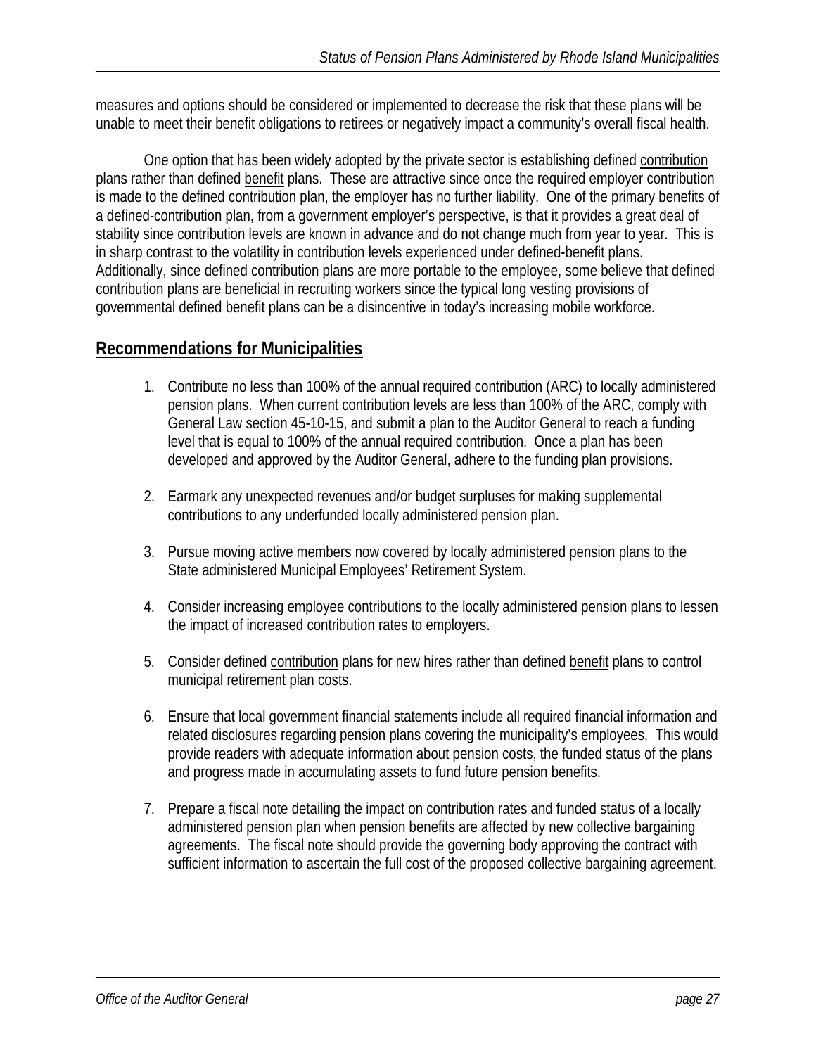measures and options should be considered or implemented to decrease the risk that these plans will be unable to meet their benefit obligations to retirees or negatively impact a community's overall fiscal health.

One option that has been widely adopted by the private sector is establishing defined <u>contribution</u> plans rather than defined <u>benefit</u> plans. These are attractive since once the required employer contribution is made to the defined contribution plan, the employer has no further liability. One of the primary benefits of a defined-contribution plan, from a government employer's perspective, is that it provides a great deal of stability since contribution levels are known in advance and do not change much from year to year. This is in sharp contrast to the volatility in contribution levels experienced under defined-benefit plans. Additionally, since defined contribution plans are more portable to the employee, some believe that defined contribution plans are beneficial in recruiting workers since the typical long vesting provisions of governmental defined benefit plans can be a disincentive in today's increasing mobile workforce.

## Recommendations for Municipalities

1. Contribute no less than 100% of the annual required contribution (ARC) to locally administered pension plans. When current contribution levels are less than 100% of the ARC, comply with General Law section 45-10-15, and submit a plan to the Auditor General to reach a funding level that is equal to 100% of the annual required contribution. Once a plan has been developed and approved by the Auditor General, adhere to the funding plan provisions.

2. Earmark any unexpected revenues and/or budget surpluses for making supplemental contributions to any underfunded locally administered pension plan.

3. Pursue moving active members now covered by locally administered pension plans to the State administered Municipal Employees' Retirement System.

4. Consider increasing employee contributions to the locally administered pension plans to lessen the impact of increased contribution rates to employers.

5. Consider defined <u>contribution</u> plans for new hires rather than defined <u>benefit</u> plans to control municipal retirement plan costs.

6. Ensure that local government financial statements include all required financial information and related disclosures regarding pension plans covering the municipality's employees. This would provide readers with adequate information about pension costs, the funded status of the plans and progress made in accumulating assets to fund future pension benefits.

7. Prepare a fiscal note detailing the impact on contribution rates and funded status of a locally administered pension plan when pension benefits are affected by new collective bargaining agreements. The fiscal note should provide the governing body approving the contract with sufficient information to ascertain the full cost of the proposed collective bargaining agreement.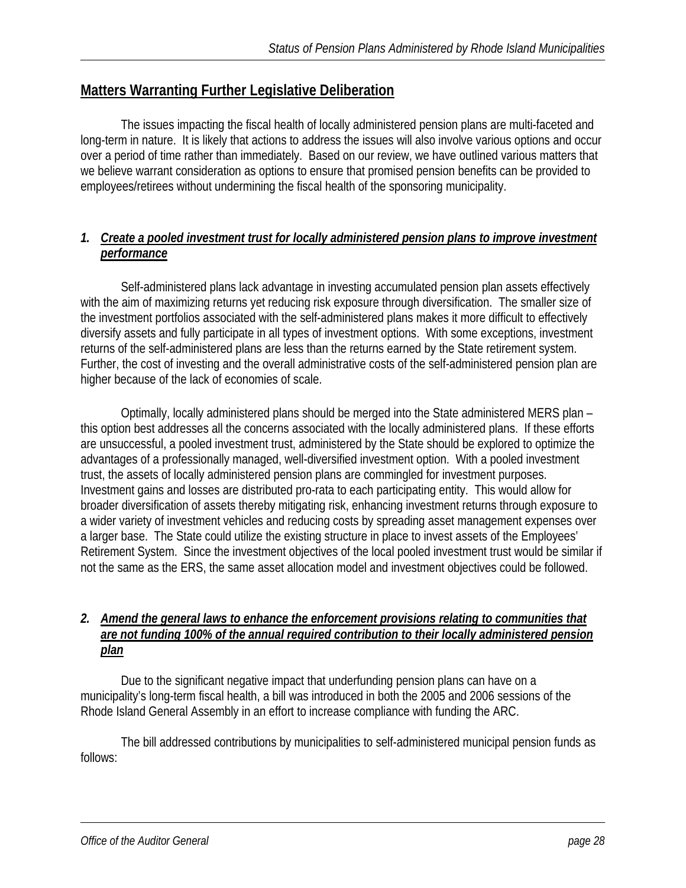## Matters Warranting Further Legislative Deliberation

The issues impacting the fiscal health of locally administered pension plans are multi-faceted and long-term in nature. It is likely that actions to address the issues will also involve various options and occur over a period of time rather than immediately. Based on our review, we have outlined various matters that we believe warrant consideration as options to ensure that promised pension benefits can be provided to employees/retirees without undermining the fiscal health of the sponsoring municipality.

### *1. Create a pooled investment trust for locally administered pension plans to improve investment performance*

Self-administered plans lack advantage in investing accumulated pension plan assets effectively with the aim of maximizing returns yet reducing risk exposure through diversification. The smaller size of the investment portfolios associated with the self-administered plans makes it more difficult to effectively diversify assets and fully participate in all types of investment options. With some exceptions, investment returns of the self-administered plans are less than the returns earned by the State retirement system. Further, the cost of investing and the overall administrative costs of the self-administered pension plan are higher because of the lack of economies of scale.

Optimally, locally administered plans should be merged into the State administered MERS plan – this option best addresses all the concerns associated with the locally administered plans. If these efforts are unsuccessful, a pooled investment trust, administered by the State should be explored to optimize the advantages of a professionally managed, well-diversified investment option. With a pooled investment trust, the assets of locally administered pension plans are commingled for investment purposes. Investment gains and losses are distributed pro-rata to each participating entity. This would allow for broader diversification of assets thereby mitigating risk, enhancing investment returns through exposure to a wider variety of investment vehicles and reducing costs by spreading asset management expenses over a larger base. The State could utilize the existing structure in place to invest assets of the Employees' Retirement System. Since the investment objectives of the local pooled investment trust would be similar if not the same as the ERS, the same asset allocation model and investment objectives could be followed.

### *2. Amend the general laws to enhance the enforcement provisions relating to communities that are not funding 100% of the annual required contribution to their locally administered pension plan*

Due to the significant negative impact that underfunding pension plans can have on a municipality's long-term fiscal health, a bill was introduced in both the 2005 and 2006 sessions of the Rhode Island General Assembly in an effort to increase compliance with funding the ARC.

The bill addressed contributions by municipalities to self-administered municipal pension funds as follows: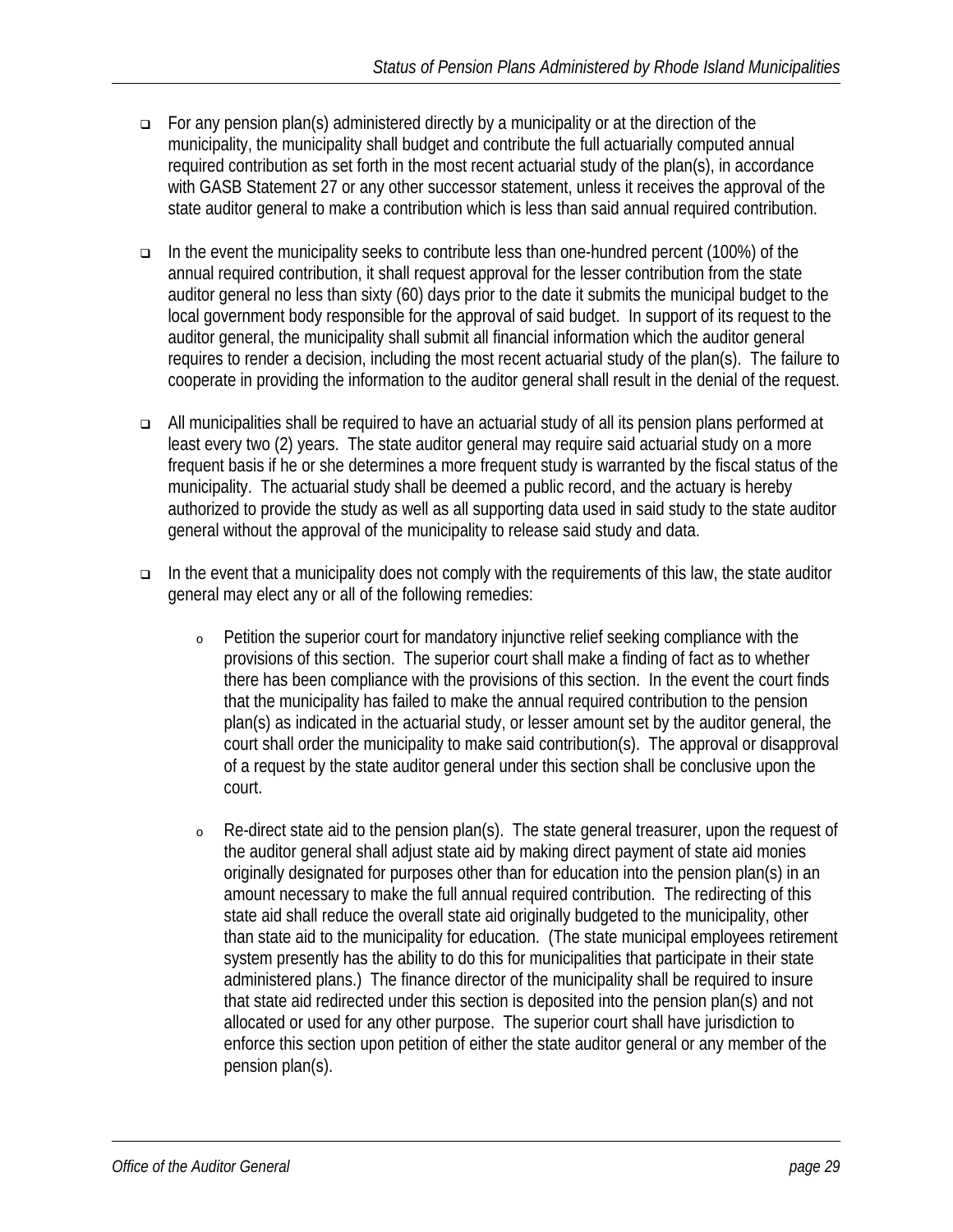- For any pension plan(s) administered directly by a municipality or at the direction of the municipality, the municipality shall budget and contribute the full actuarially computed annual required contribution as set forth in the most recent actuarial study of the plan(s), in accordance with GASB Statement 27 or any other successor statement, unless it receives the approval of the state auditor general to make a contribution which is less than said annual required contribution.

- In the event the municipality seeks to contribute less than one-hundred percent (100%) of the annual required contribution, it shall request approval for the lesser contribution from the state auditor general no less than sixty (60) days prior to the date it submits the municipal budget to the local government body responsible for the approval of said budget. In support of its request to the auditor general, the municipality shall submit all financial information which the auditor general requires to render a decision, including the most recent actuarial study of the plan(s). The failure to cooperate in providing the information to the auditor general shall result in the denial of the request.

- All municipalities shall be required to have an actuarial study of all its pension plans performed at least every two (2) years. The state auditor general may require said actuarial study on a more frequent basis if he or she determines a more frequent study is warranted by the fiscal status of the municipality. The actuarial study shall be deemed a public record, and the actuary is hereby authorized to provide the study as well as all supporting data used in said study to the state auditor general without the approval of the municipality to release said study and data.

- In the event that a municipality does not comply with the requirements of this law, the state auditor general may elect any or all of the following remedies:

  - Petition the superior court for mandatory injunctive relief seeking compliance with the provisions of this section. The superior court shall make a finding of fact as to whether there has been compliance with the provisions of this section. In the event the court finds that the municipality has failed to make the annual required contribution to the pension plan(s) as indicated in the actuarial study, or lesser amount set by the auditor general, the court shall order the municipality to make said contribution(s). The approval or disapproval of a request by the state auditor general under this section shall be conclusive upon the court.

  - Re-direct state aid to the pension plan(s). The state general treasurer, upon the request of the auditor general shall adjust state aid by making direct payment of state aid monies originally designated for purposes other than for education into the pension plan(s) in an amount necessary to make the full annual required contribution. The redirecting of this state aid shall reduce the overall state aid originally budgeted to the municipality, other than state aid to the municipality for education. (The state municipal employees retirement system presently has the ability to do this for municipalities that participate in their state administered plans.) The finance director of the municipality shall be required to insure that state aid redirected under this section is deposited into the pension plan(s) and not allocated or used for any other purpose. The superior court shall have jurisdiction to enforce this section upon petition of either the state auditor general or any member of the pension plan(s).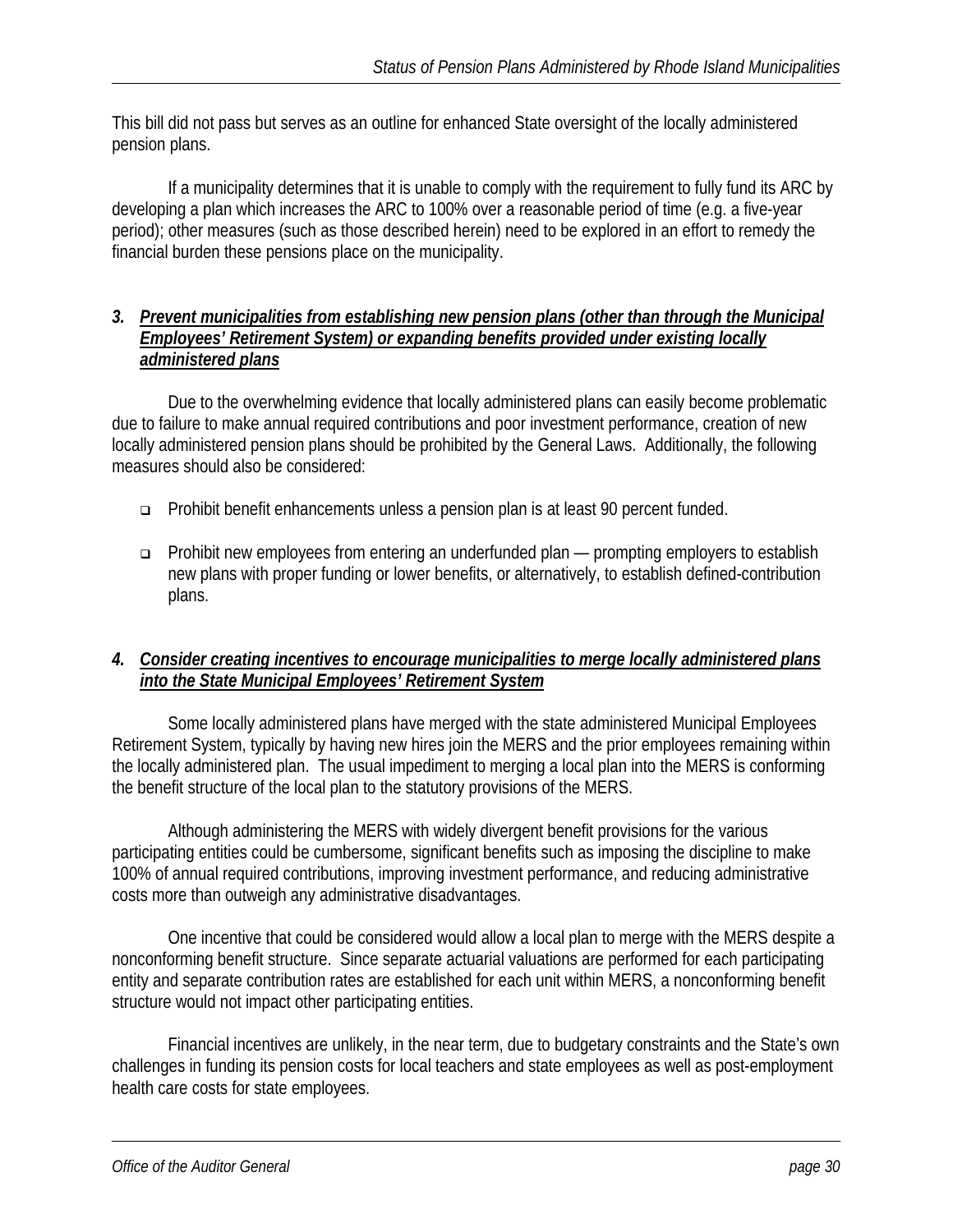This bill did not pass but serves as an outline for enhanced State oversight of the locally administered pension plans.

If a municipality determines that it is unable to comply with the requirement to fully fund its ARC by developing a plan which increases the ARC to 100% over a reasonable period of time (e.g. a five-year period); other measures (such as those described herein) need to be explored in an effort to remedy the financial burden these pensions place on the municipality.

### *3. Prevent municipalities from establishing new pension plans (other than through the Municipal Employees' Retirement System) or expanding benefits provided under existing locally administered plans*

Due to the overwhelming evidence that locally administered plans can easily become problematic due to failure to make annual required contributions and poor investment performance, creation of new locally administered pension plans should be prohibited by the General Laws. Additionally, the following measures should also be considered:

- Prohibit benefit enhancements unless a pension plan is at least 90 percent funded.
- Prohibit new employees from entering an underfunded plan — prompting employers to establish new plans with proper funding or lower benefits, or alternatively, to establish defined-contribution plans.

### *4. Consider creating incentives to encourage municipalities to merge locally administered plans into the State Municipal Employees' Retirement System*

Some locally administered plans have merged with the state administered Municipal Employees Retirement System, typically by having new hires join the MERS and the prior employees remaining within the locally administered plan. The usual impediment to merging a local plan into the MERS is conforming the benefit structure of the local plan to the statutory provisions of the MERS.

Although administering the MERS with widely divergent benefit provisions for the various participating entities could be cumbersome, significant benefits such as imposing the discipline to make 100% of annual required contributions, improving investment performance, and reducing administrative costs more than outweigh any administrative disadvantages.

One incentive that could be considered would allow a local plan to merge with the MERS despite a nonconforming benefit structure. Since separate actuarial valuations are performed for each participating entity and separate contribution rates are established for each unit within MERS, a nonconforming benefit structure would not impact other participating entities.

Financial incentives are unlikely, in the near term, due to budgetary constraints and the State's own challenges in funding its pension costs for local teachers and state employees as well as post-employment health care costs for state employees.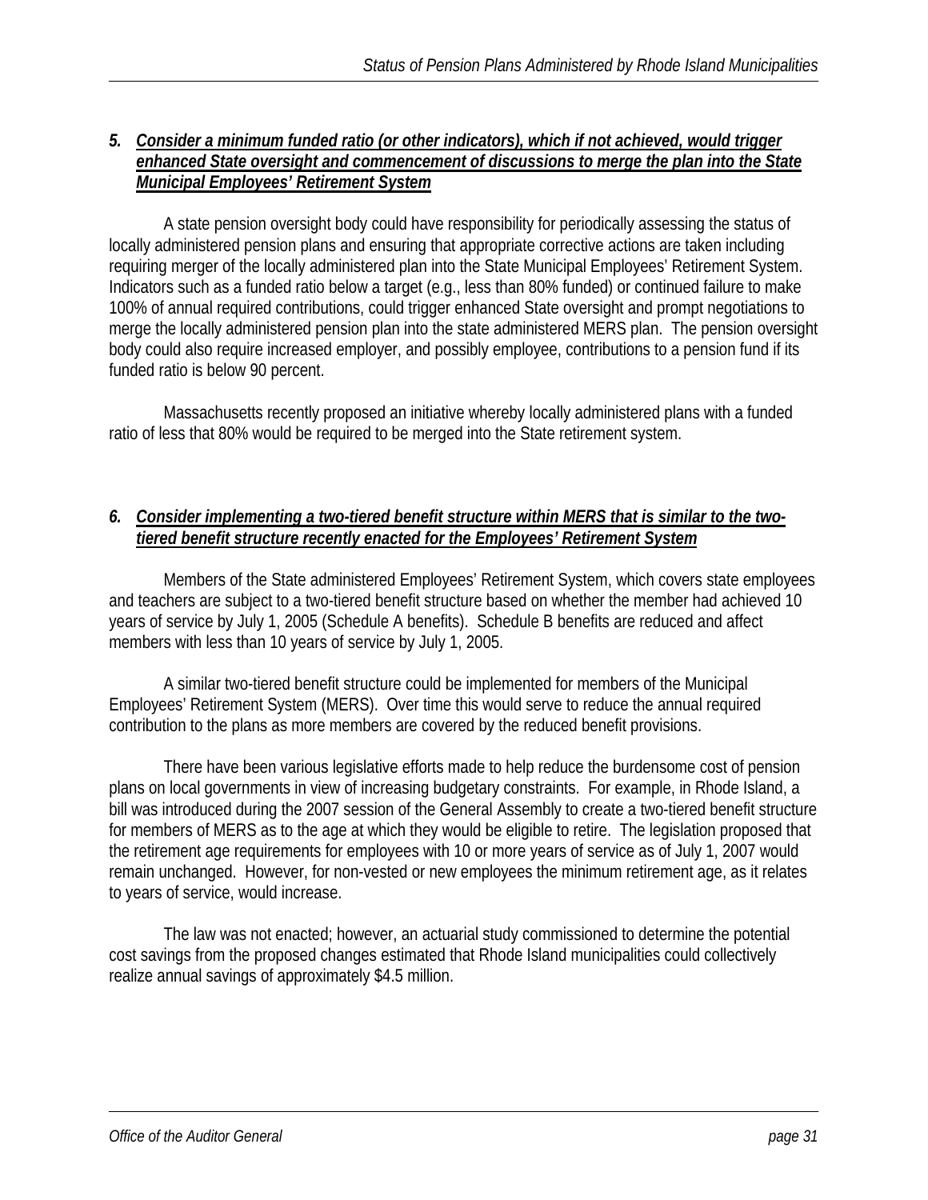### ***5. Consider a minimum funded ratio (or other indicators), which if not achieved, would trigger enhanced State oversight and commencement of discussions to merge the plan into the State Municipal Employees' Retirement System***

A state pension oversight body could have responsibility for periodically assessing the status of locally administered pension plans and ensuring that appropriate corrective actions are taken including requiring merger of the locally administered plan into the State Municipal Employees' Retirement System. Indicators such as a funded ratio below a target (e.g., less than 80% funded) or continued failure to make 100% of annual required contributions, could trigger enhanced State oversight and prompt negotiations to merge the locally administered pension plan into the state administered MERS plan. The pension oversight body could also require increased employer, and possibly employee, contributions to a pension fund if its funded ratio is below 90 percent.

Massachusetts recently proposed an initiative whereby locally administered plans with a funded ratio of less that 80% would be required to be merged into the State retirement system.

### ***6. Consider implementing a two-tiered benefit structure within MERS that is similar to the two-tiered benefit structure recently enacted for the Employees' Retirement System***

Members of the State administered Employees' Retirement System, which covers state employees and teachers are subject to a two-tiered benefit structure based on whether the member had achieved 10 years of service by July 1, 2005 (Schedule A benefits). Schedule B benefits are reduced and affect members with less than 10 years of service by July 1, 2005.

A similar two-tiered benefit structure could be implemented for members of the Municipal Employees' Retirement System (MERS). Over time this would serve to reduce the annual required contribution to the plans as more members are covered by the reduced benefit provisions.

There have been various legislative efforts made to help reduce the burdensome cost of pension plans on local governments in view of increasing budgetary constraints. For example, in Rhode Island, a bill was introduced during the 2007 session of the General Assembly to create a two-tiered benefit structure for members of MERS as to the age at which they would be eligible to retire. The legislation proposed that the retirement age requirements for employees with 10 or more years of service as of July 1, 2007 would remain unchanged. However, for non-vested or new employees the minimum retirement age, as it relates to years of service, would increase.

The law was not enacted; however, an actuarial study commissioned to determine the potential cost savings from the proposed changes estimated that Rhode Island municipalities could collectively realize annual savings of approximately $4.5 million.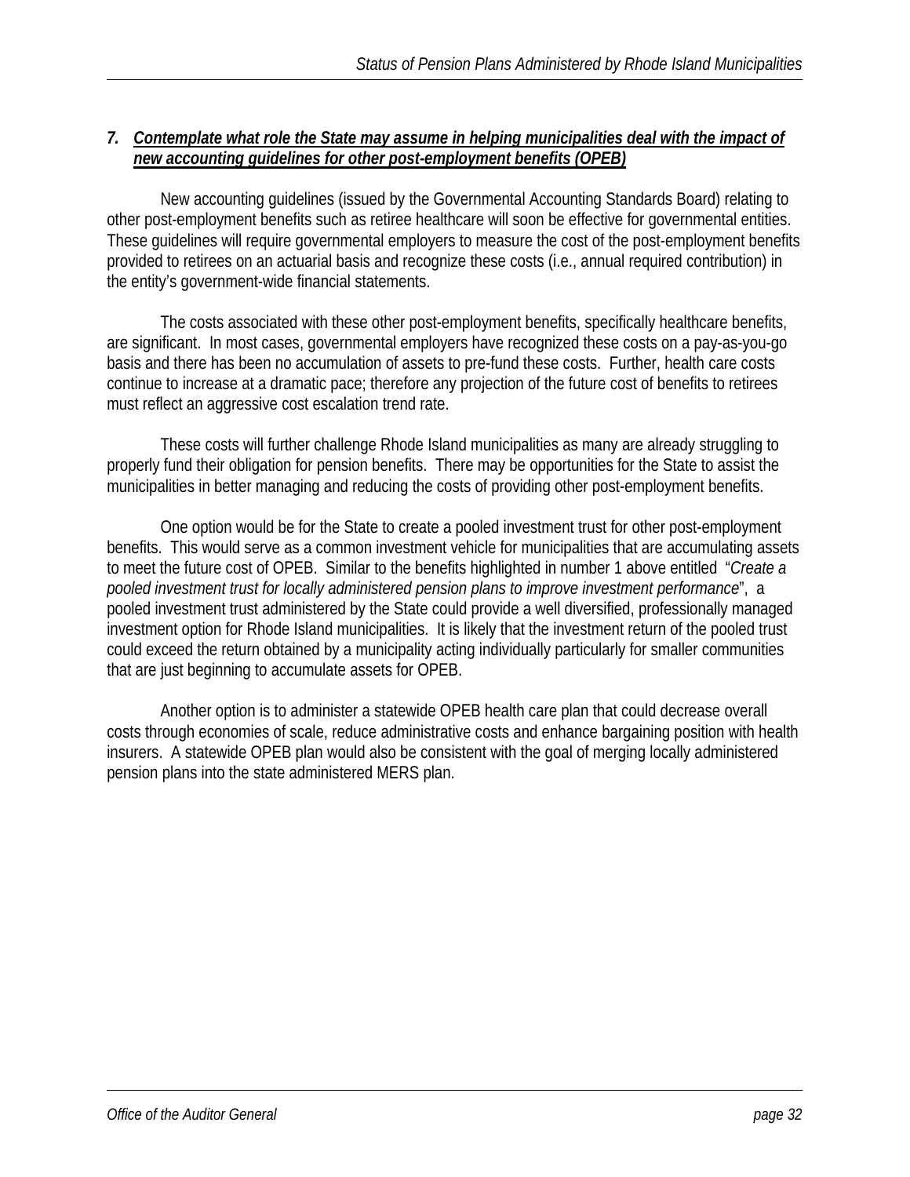### 7. ***Contemplate what role the State may assume in helping municipalities deal with the impact of new accounting guidelines for other post-employment benefits (OPEB)***

New accounting guidelines (issued by the Governmental Accounting Standards Board) relating to other post-employment benefits such as retiree healthcare will soon be effective for governmental entities. These guidelines will require governmental employers to measure the cost of the post-employment benefits provided to retirees on an actuarial basis and recognize these costs (i.e., annual required contribution) in the entity's government-wide financial statements.

The costs associated with these other post-employment benefits, specifically healthcare benefits, are significant. In most cases, governmental employers have recognized these costs on a pay-as-you-go basis and there has been no accumulation of assets to pre-fund these costs. Further, health care costs continue to increase at a dramatic pace; therefore any projection of the future cost of benefits to retirees must reflect an aggressive cost escalation trend rate.

These costs will further challenge Rhode Island municipalities as many are already struggling to properly fund their obligation for pension benefits. There may be opportunities for the State to assist the municipalities in better managing and reducing the costs of providing other post-employment benefits.

One option would be for the State to create a pooled investment trust for other post-employment benefits. This would serve as a common investment vehicle for municipalities that are accumulating assets to meet the future cost of OPEB. Similar to the benefits highlighted in number 1 above entitled "*Create a pooled investment trust for locally administered pension plans to improve investment performance*", a pooled investment trust administered by the State could provide a well diversified, professionally managed investment option for Rhode Island municipalities. It is likely that the investment return of the pooled trust could exceed the return obtained by a municipality acting individually particularly for smaller communities that are just beginning to accumulate assets for OPEB.

Another option is to administer a statewide OPEB health care plan that could decrease overall costs through economies of scale, reduce administrative costs and enhance bargaining position with health insurers. A statewide OPEB plan would also be consistent with the goal of merging locally administered pension plans into the state administered MERS plan.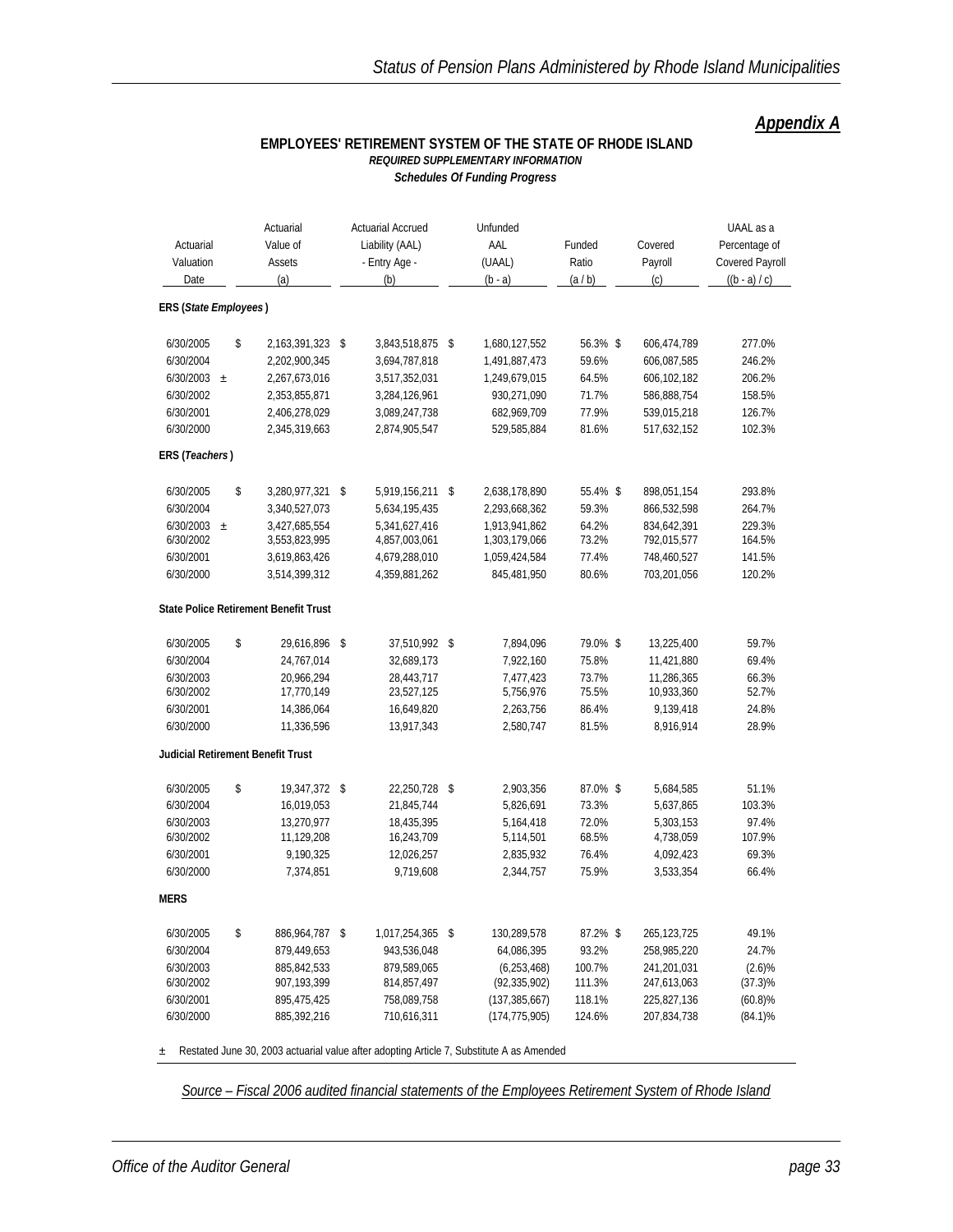## Appendix A

**EMPLOYEES' RETIREMENT SYSTEM OF THE STATE OF RHODE ISLAND**

***REQUIRED SUPPLEMENTARY INFORMATION***

***Schedules Of Funding Progress***

| Actuarial Valuation Date | Actuarial Value of Assets (a) | Actuarial Accrued Liability (AAL) - Entry Age - (b) | Unfunded AAL (UAAL) (b - a) | Funded Ratio (a / b) | Covered Payroll (c) | UAAL as a Percentage of Covered Payroll ((b - a) / c) |
|---|---|---|---|---|---|---|
| **ERS (*State Employees*)** | | | | | | |
| 6/30/2005 | $ 2,163,391,323 | $ 3,843,518,875 | $ 1,680,127,552 | 56.3% | $ 606,474,789 | 277.0% |
| 6/30/2004 | 2,202,900,345 | 3,694,787,818 | 1,491,887,473 | 59.6% | 606,087,585 | 246.2% |
| 6/30/2003 ± | 2,267,673,016 | 3,517,352,031 | 1,249,679,015 | 64.5% | 606,102,182 | 206.2% |
| 6/30/2002 | 2,353,855,871 | 3,284,126,961 | 930,271,090 | 71.7% | 586,888,754 | 158.5% |
| 6/30/2001 | 2,406,278,029 | 3,089,247,738 | 682,969,709 | 77.9% | 539,015,218 | 126.7% |
| 6/30/2000 | 2,345,319,663 | 2,874,905,547 | 529,585,884 | 81.6% | 517,632,152 | 102.3% |
| **ERS (*Teachers*)** | | | | | | |
| 6/30/2005 | $ 3,280,977,321 | $ 5,919,156,211 | $ 2,638,178,890 | 55.4% | $ 898,051,154 | 293.8% |
| 6/30/2004 | 3,340,527,073 | 5,634,195,435 | 2,293,668,362 | 59.3% | 866,532,598 | 264.7% |
| 6/30/2003 ± | 3,427,685,554 | 5,341,627,416 | 1,913,941,862 | 64.2% | 834,642,391 | 229.3% |
| 6/30/2002 | 3,553,823,995 | 4,857,003,061 | 1,303,179,066 | 73.2% | 792,015,577 | 164.5% |
| 6/30/2001 | 3,619,863,426 | 4,679,288,010 | 1,059,424,584 | 77.4% | 748,460,527 | 141.5% |
| 6/30/2000 | 3,514,399,312 | 4,359,881,262 | 845,481,950 | 80.6% | 703,201,056 | 120.2% |
| **State Police Retirement Benefit Trust** | | | | | | |
| 6/30/2005 | $ 29,616,896 | $ 37,510,992 | $ 7,894,096 | 79.0% | $ 13,225,400 | 59.7% |
| 6/30/2004 | 24,767,014 | 32,689,173 | 7,922,160 | 75.8% | 11,421,880 | 69.4% |
| 6/30/2003 | 20,966,294 | 28,443,717 | 7,477,423 | 73.7% | 11,286,365 | 66.3% |
| 6/30/2002 | 17,770,149 | 23,527,125 | 5,756,976 | 75.5% | 10,933,360 | 52.7% |
| 6/30/2001 | 14,386,064 | 16,649,820 | 2,263,756 | 86.4% | 9,139,418 | 24.8% |
| 6/30/2000 | 11,336,596 | 13,917,343 | 2,580,747 | 81.5% | 8,916,914 | 28.9% |
| **Judicial Retirement Benefit Trust** | | | | | | |
| 6/30/2005 | $ 19,347,372 | $ 22,250,728 | $ 2,903,356 | 87.0% | $ 5,684,585 | 51.1% |
| 6/30/2004 | 16,019,053 | 21,845,744 | 5,826,691 | 73.3% | 5,637,865 | 103.3% |
| 6/30/2003 | 13,270,977 | 18,435,395 | 5,164,418 | 72.0% | 5,303,153 | 97.4% |
| 6/30/2002 | 11,129,208 | 16,243,709 | 5,114,501 | 68.5% | 4,738,059 | 107.9% |
| 6/30/2001 | 9,190,325 | 12,026,257 | 2,835,932 | 76.4% | 4,092,423 | 69.3% |
| 6/30/2000 | 7,374,851 | 9,719,608 | 2,344,757 | 75.9% | 3,533,354 | 66.4% |
| **MERS** | | | | | | |
| 6/30/2005 | $ 886,964,787 | $ 1,017,254,365 | $ 130,289,578 | 87.2% | $ 265,123,725 | 49.1% |
| 6/30/2004 | 879,449,653 | 943,536,048 | 64,086,395 | 93.2% | 258,985,220 | 24.7% |
| 6/30/2003 | 885,842,533 | 879,589,065 | (6,253,468) | 100.7% | 241,201,031 | (2.6)% |
| 6/30/2002 | 907,193,399 | 814,857,497 | (92,335,902) | 111.3% | 247,613,063 | (37.3)% |
| 6/30/2001 | 895,475,425 | 758,089,758 | (137,385,667) | 118.1% | 225,827,136 | (60.8)% |
| 6/30/2000 | 885,392,216 | 710,616,311 | (174,775,905) | 124.6% | 207,834,738 | (84.1)% |

± Restated June 30, 2003 actuarial value after adopting Article 7, Substitute A as Amended

*Source – Fiscal 2006 audited financial statements of the Employees Retirement System of Rhode Island*